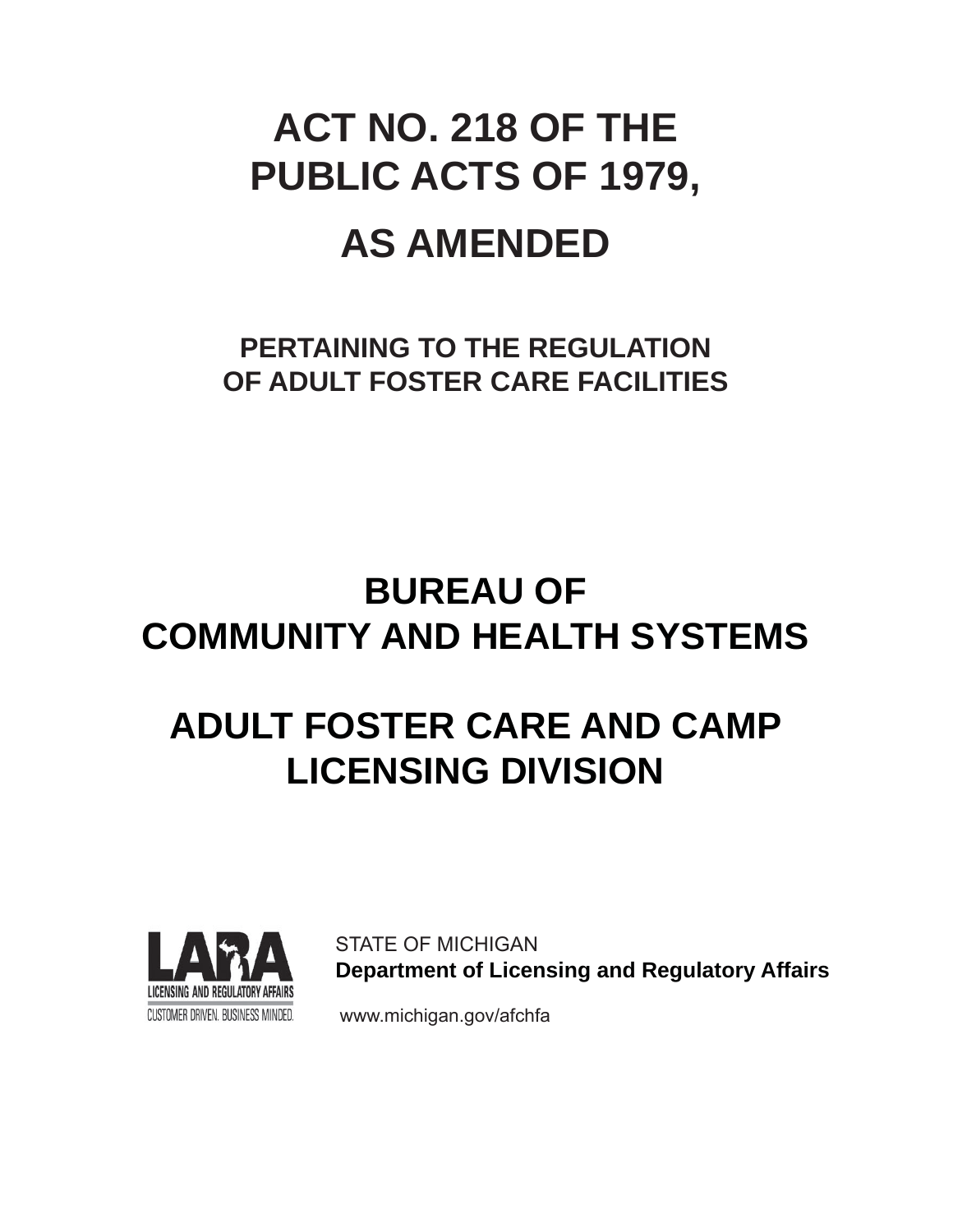# ACT NO. 218 OF THE PUBLIC ACTS OF 1979,

# AS AMENDED

## PERTAINING TO THE REGULATION OF ADULT FOSTER CARE FACILITIES

# BUREAU OF COMMUNITY AND HEALTH SYSTEMS

# ADULT FOSTER CARE AND CAMP LICENSING DIVISION

LARA
LICENSING AND REGULATORY AFFAIRS
CUSTOMER DRIVEN. BUSINESS MINDED.

STATE OF MICHIGAN
**Department of Licensing and Regulatory Affairs**

www.michigan.gov/afchfa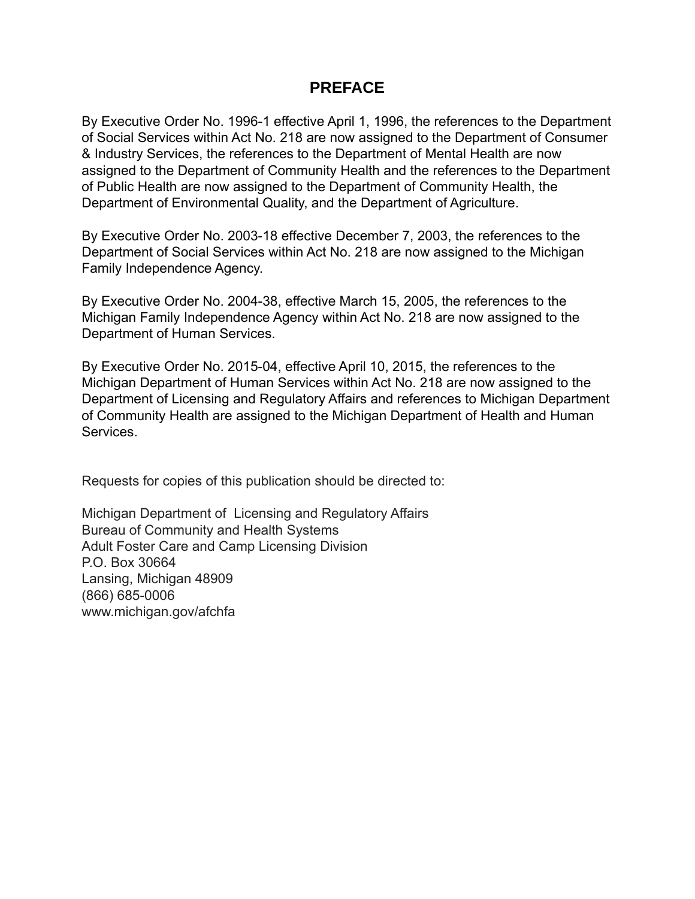# PREFACE

By Executive Order No. 1996-1 effective April 1, 1996, the references to the Department of Social Services within Act No. 218 are now assigned to the Department of Consumer & Industry Services, the references to the Department of Mental Health are now assigned to the Department of Community Health and the references to the Department of Public Health are now assigned to the Department of Community Health, the Department of Environmental Quality, and the Department of Agriculture.

By Executive Order No. 2003-18 effective December 7, 2003, the references to the Department of Social Services within Act No. 218 are now assigned to the Michigan Family Independence Agency.

By Executive Order No. 2004-38, effective March 15, 2005, the references to the Michigan Family Independence Agency within Act No. 218 are now assigned to the Department of Human Services.

By Executive Order No. 2015-04, effective April 10, 2015, the references to the Michigan Department of Human Services within Act No. 218 are now assigned to the Department of Licensing and Regulatory Affairs and references to Michigan Department of Community Health are assigned to the Michigan Department of Health and Human Services.

Requests for copies of this publication should be directed to:

Michigan Department of Licensing and Regulatory Affairs
Bureau of Community and Health Systems
Adult Foster Care and Camp Licensing Division
P.O. Box 30664
Lansing, Michigan 48909
(866) 685-0006
www.michigan.gov/afchfa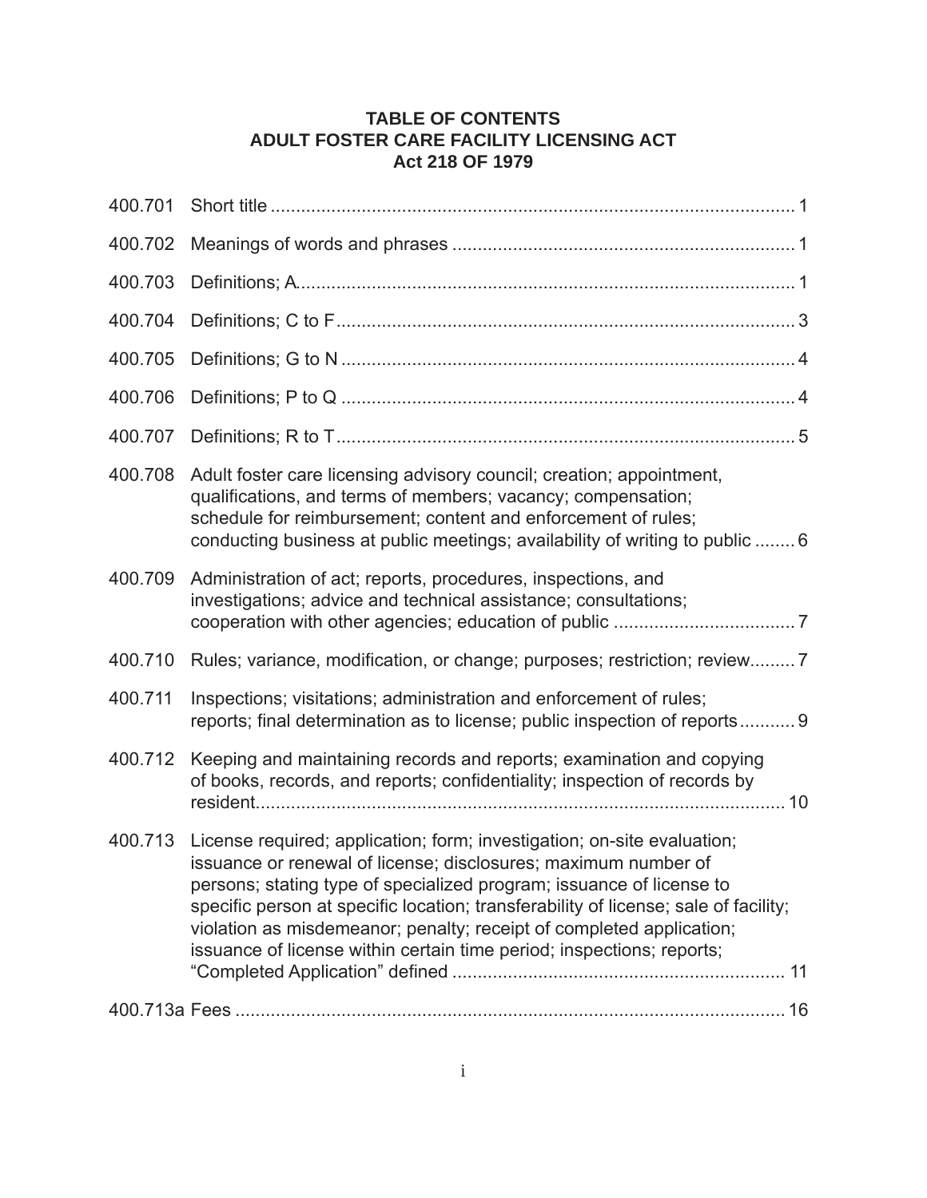**TABLE OF CONTENTS**
**ADULT FOSTER CARE FACILITY LICENSING ACT**
**Act 218 OF 1979**

| | | |
|---|---|---|
| 400.701 | Short title | 1 |
| 400.702 | Meanings of words and phrases | 1 |
| 400.703 | Definitions; A | 1 |
| 400.704 | Definitions; C to F | 3 |
| 400.705 | Definitions; G to N | 4 |
| 400.706 | Definitions; P to Q | 4 |
| 400.707 | Definitions; R to T | 5 |
| 400.708 | Adult foster care licensing advisory council; creation; appointment, qualifications, and terms of members; vacancy; compensation; schedule for reimbursement; content and enforcement of rules; conducting business at public meetings; availability of writing to public | 6 |
| 400.709 | Administration of act; reports, procedures, inspections, and investigations; advice and technical assistance; consultations; cooperation with other agencies; education of public | 7 |
| 400.710 | Rules; variance, modification, or change; purposes; restriction; review | 7 |
| 400.711 | Inspections; visitations; administration and enforcement of rules; reports; final determination as to license; public inspection of reports | 9 |
| 400.712 | Keeping and maintaining records and reports; examination and copying of books, records, and reports; confidentiality; inspection of records by resident | 10 |
| 400.713 | License required; application; form; investigation; on-site evaluation; issuance or renewal of license; disclosures; maximum number of persons; stating type of specialized program; issuance of license to specific person at specific location; transferability of license; sale of facility; violation as misdemeanor; penalty; receipt of completed application; issuance of license within certain time period; inspections; reports; "Completed Application" defined | 11 |
| 400.713a | Fees | 16 |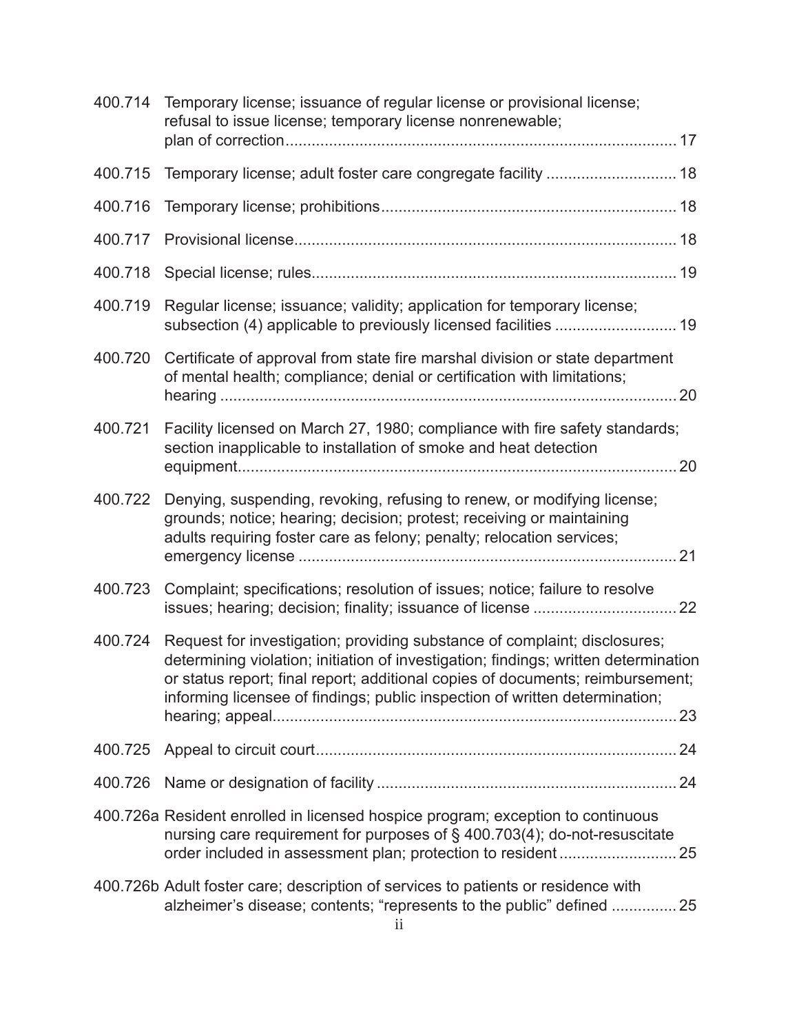| | | |
|---|---|---|
| 400.714 | Temporary license; issuance of regular license or provisional license; refusal to issue license; temporary license nonrenewable; plan of correction | 17 |
| 400.715 | Temporary license; adult foster care congregate facility | 18 |
| 400.716 | Temporary license; prohibitions | 18 |
| 400.717 | Provisional license | 18 |
| 400.718 | Special license; rules | 19 |
| 400.719 | Regular license; issuance; validity; application for temporary license; subsection (4) applicable to previously licensed facilities | 19 |
| 400.720 | Certificate of approval from state fire marshal division or state department of mental health; compliance; denial or certification with limitations; hearing | 20 |
| 400.721 | Facility licensed on March 27, 1980; compliance with fire safety standards; section inapplicable to installation of smoke and heat detection equipment | 20 |
| 400.722 | Denying, suspending, revoking, refusing to renew, or modifying license; grounds; notice; hearing; decision; protest; receiving or maintaining adults requiring foster care as felony; penalty; relocation services; emergency license | 21 |
| 400.723 | Complaint; specifications; resolution of issues; notice; failure to resolve issues; hearing; decision; finality; issuance of license | 22 |
| 400.724 | Request for investigation; providing substance of complaint; disclosures; determining violation; initiation of investigation; findings; written determination or status report; final report; additional copies of documents; reimbursement; informing licensee of findings; public inspection of written determination; hearing; appeal | 23 |
| 400.725 | Appeal to circuit court | 24 |
| 400.726 | Name or designation of facility | 24 |
| 400.726a | Resident enrolled in licensed hospice program; exception to continuous nursing care requirement for purposes of § 400.703(4); do-not-resuscitate order included in assessment plan; protection to resident | 25 |
| 400.726b | Adult foster care; description of services to patients or residence with alzheimer's disease; contents; "represents to the public" defined | 25 |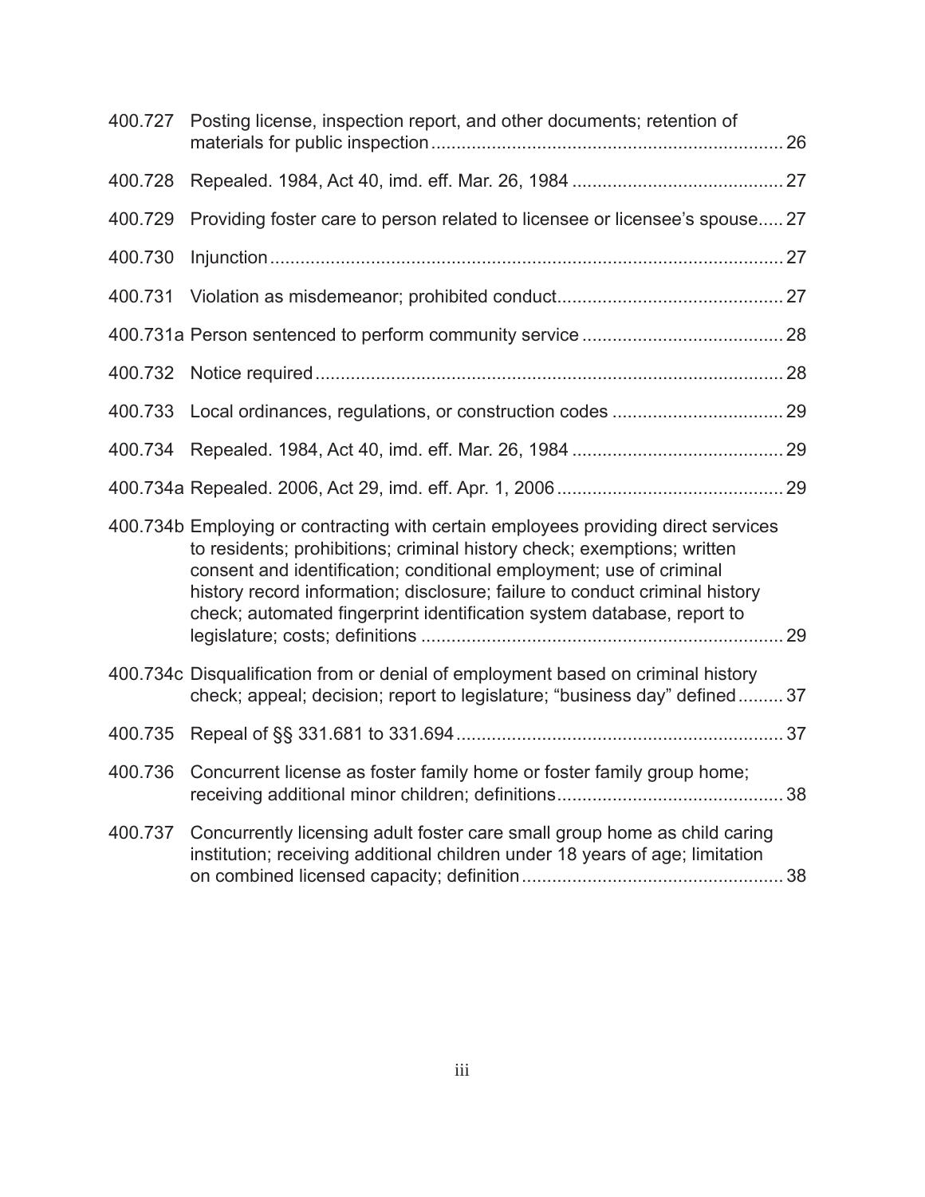| | | |
|---|---|---|
| 400.727 | Posting license, inspection report, and other documents; retention of materials for public inspection | 26 |
| 400.728 | Repealed. 1984, Act 40, imd. eff. Mar. 26, 1984 | 27 |
| 400.729 | Providing foster care to person related to licensee or licensee's spouse | 27 |
| 400.730 | Injunction | 27 |
| 400.731 | Violation as misdemeanor; prohibited conduct | 27 |
| 400.731a | Person sentenced to perform community service | 28 |
| 400.732 | Notice required | 28 |
| 400.733 | Local ordinances, regulations, or construction codes | 29 |
| 400.734 | Repealed. 1984, Act 40, imd. eff. Mar. 26, 1984 | 29 |
| 400.734a | Repealed. 2006, Act 29, imd. eff. Apr. 1, 2006 | 29 |
| 400.734b | Employing or contracting with certain employees providing direct services to residents; prohibitions; criminal history check; exemptions; written consent and identification; conditional employment; use of criminal history record information; disclosure; failure to conduct criminal history check; automated fingerprint identification system database, report to legislature; costs; definitions | 29 |
| 400.734c | Disqualification from or denial of employment based on criminal history check; appeal; decision; report to legislature; "business day" defined | 37 |
| 400.735 | Repeal of §§ 331.681 to 331.694 | 37 |
| 400.736 | Concurrent license as foster family home or foster family group home; receiving additional minor children; definitions | 38 |
| 400.737 | Concurrently licensing adult foster care small group home as child caring institution; receiving additional children under 18 years of age; limitation on combined licensed capacity; definition | 38 |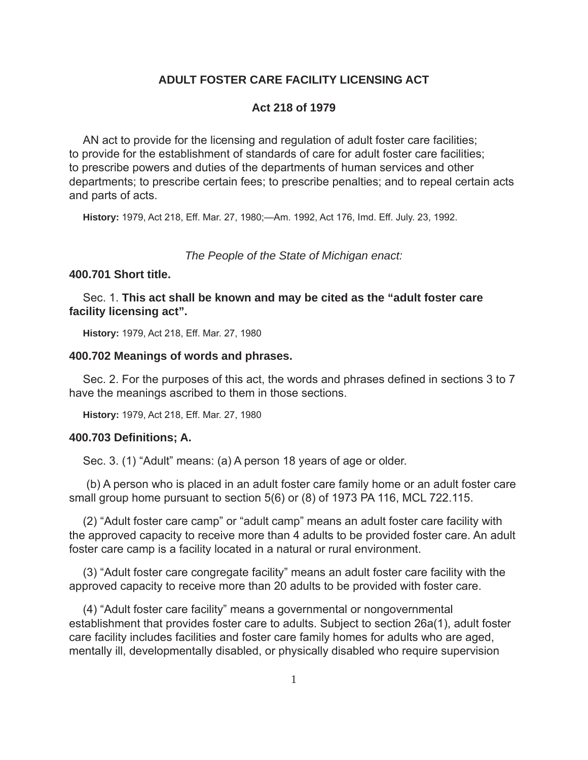# ADULT FOSTER CARE FACILITY LICENSING ACT

## Act 218 of 1979

AN act to provide for the licensing and regulation of adult foster care facilities; to provide for the establishment of standards of care for adult foster care facilities; to prescribe powers and duties of the departments of human services and other departments; to prescribe certain fees; to prescribe penalties; and to repeal certain acts and parts of acts.

**History:** 1979, Act 218, Eff. Mar. 27, 1980;—Am. 1992, Act 176, Imd. Eff. July. 23, 1992.

*The People of the State of Michigan enact:*

### 400.701 Short title.

Sec. 1. **This act shall be known and may be cited as the "adult foster care facility licensing act".**

**History:** 1979, Act 218, Eff. Mar. 27, 1980

### 400.702 Meanings of words and phrases.

Sec. 2. For the purposes of this act, the words and phrases defined in sections 3 to 7 have the meanings ascribed to them in those sections.

**History:** 1979, Act 218, Eff. Mar. 27, 1980

### 400.703 Definitions; A.

Sec. 3. (1) "Adult" means: (a) A person 18 years of age or older.

(b) A person who is placed in an adult foster care family home or an adult foster care small group home pursuant to section 5(6) or (8) of 1973 PA 116, MCL 722.115.

(2) "Adult foster care camp" or "adult camp" means an adult foster care facility with the approved capacity to receive more than 4 adults to be provided foster care. An adult foster care camp is a facility located in a natural or rural environment.

(3) "Adult foster care congregate facility" means an adult foster care facility with the approved capacity to receive more than 20 adults to be provided with foster care.

(4) "Adult foster care facility" means a governmental or nongovernmental establishment that provides foster care to adults. Subject to section 26a(1), adult foster care facility includes facilities and foster care family homes for adults who are aged, mentally ill, developmentally disabled, or physically disabled who require supervision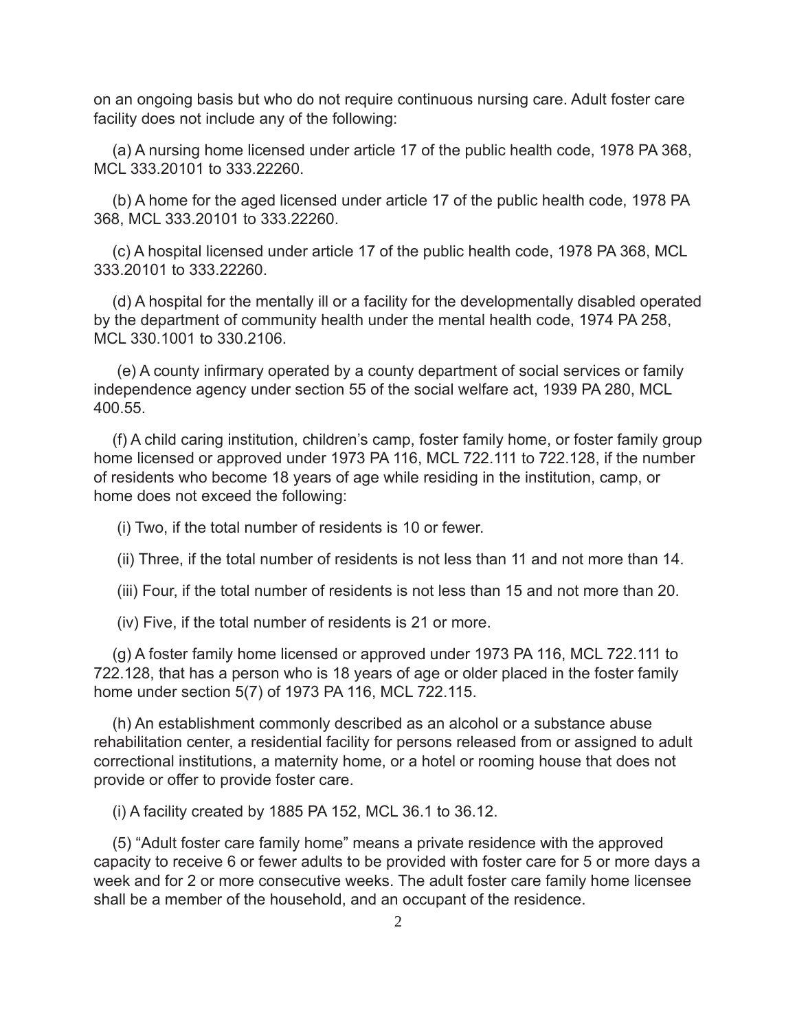on an ongoing basis but who do not require continuous nursing care. Adult foster care facility does not include any of the following:

(a) A nursing home licensed under article 17 of the public health code, 1978 PA 368, MCL 333.20101 to 333.22260.

(b) A home for the aged licensed under article 17 of the public health code, 1978 PA 368, MCL 333.20101 to 333.22260.

(c) A hospital licensed under article 17 of the public health code, 1978 PA 368, MCL 333.20101 to 333.22260.

(d) A hospital for the mentally ill or a facility for the developmentally disabled operated by the department of community health under the mental health code, 1974 PA 258, MCL 330.1001 to 330.2106.

(e) A county infirmary operated by a county department of social services or family independence agency under section 55 of the social welfare act, 1939 PA 280, MCL 400.55.

(f) A child caring institution, children's camp, foster family home, or foster family group home licensed or approved under 1973 PA 116, MCL 722.111 to 722.128, if the number of residents who become 18 years of age while residing in the institution, camp, or home does not exceed the following:

(i) Two, if the total number of residents is 10 or fewer.

(ii) Three, if the total number of residents is not less than 11 and not more than 14.

(iii) Four, if the total number of residents is not less than 15 and not more than 20.

(iv) Five, if the total number of residents is 21 or more.

(g) A foster family home licensed or approved under 1973 PA 116, MCL 722.111 to 722.128, that has a person who is 18 years of age or older placed in the foster family home under section 5(7) of 1973 PA 116, MCL 722.115.

(h) An establishment commonly described as an alcohol or a substance abuse rehabilitation center, a residential facility for persons released from or assigned to adult correctional institutions, a maternity home, or a hotel or rooming house that does not provide or offer to provide foster care.

(i) A facility created by 1885 PA 152, MCL 36.1 to 36.12.

(5) "Adult foster care family home" means a private residence with the approved capacity to receive 6 or fewer adults to be provided with foster care for 5 or more days a week and for 2 or more consecutive weeks. The adult foster care family home licensee shall be a member of the household, and an occupant of the residence.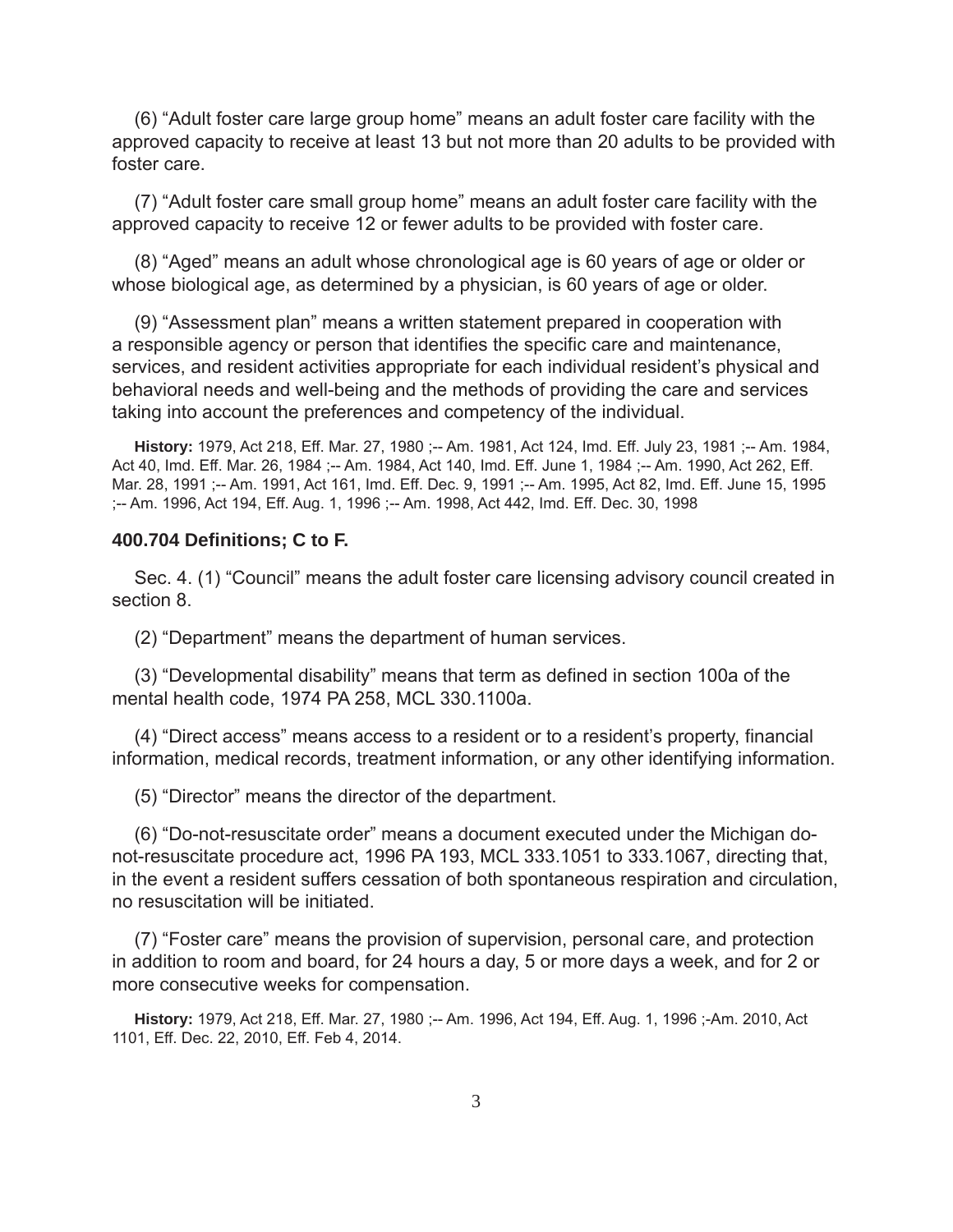(6) “Adult foster care large group home” means an adult foster care facility with the approved capacity to receive at least 13 but not more than 20 adults to be provided with foster care.

(7) “Adult foster care small group home” means an adult foster care facility with the approved capacity to receive 12 or fewer adults to be provided with foster care.

(8) “Aged” means an adult whose chronological age is 60 years of age or older or whose biological age, as determined by a physician, is 60 years of age or older.

(9) “Assessment plan” means a written statement prepared in cooperation with a responsible agency or person that identifies the specific care and maintenance, services, and resident activities appropriate for each individual resident’s physical and behavioral needs and well-being and the methods of providing the care and services taking into account the preferences and competency of the individual.

**History:** 1979, Act 218, Eff. Mar. 27, 1980 ;-- Am. 1981, Act 124, Imd. Eff. July 23, 1981 ;-- Am. 1984, Act 40, Imd. Eff. Mar. 26, 1984 ;-- Am. 1984, Act 140, Imd. Eff. June 1, 1984 ;-- Am. 1990, Act 262, Eff. Mar. 28, 1991 ;-- Am. 1991, Act 161, Imd. Eff. Dec. 9, 1991 ;-- Am. 1995, Act 82, Imd. Eff. June 15, 1995 ;-- Am. 1996, Act 194, Eff. Aug. 1, 1996 ;-- Am. 1998, Act 442, Imd. Eff. Dec. 30, 1998

### 400.704 Definitions; C to F.

Sec. 4. (1) “Council” means the adult foster care licensing advisory council created in section 8.

(2) “Department” means the department of human services.

(3) “Developmental disability” means that term as defined in section 100a of the mental health code, 1974 PA 258, MCL 330.1100a.

(4) “Direct access” means access to a resident or to a resident’s property, financial information, medical records, treatment information, or any other identifying information.

(5) “Director” means the director of the department.

(6) “Do-not-resuscitate order” means a document executed under the Michigan do-not-resuscitate procedure act, 1996 PA 193, MCL 333.1051 to 333.1067, directing that, in the event a resident suffers cessation of both spontaneous respiration and circulation, no resuscitation will be initiated.

(7) “Foster care” means the provision of supervision, personal care, and protection in addition to room and board, for 24 hours a day, 5 or more days a week, and for 2 or more consecutive weeks for compensation.

**History:** 1979, Act 218, Eff. Mar. 27, 1980 ;-- Am. 1996, Act 194, Eff. Aug. 1, 1996 ;-Am. 2010, Act 1101, Eff. Dec. 22, 2010, Eff. Feb 4, 2014.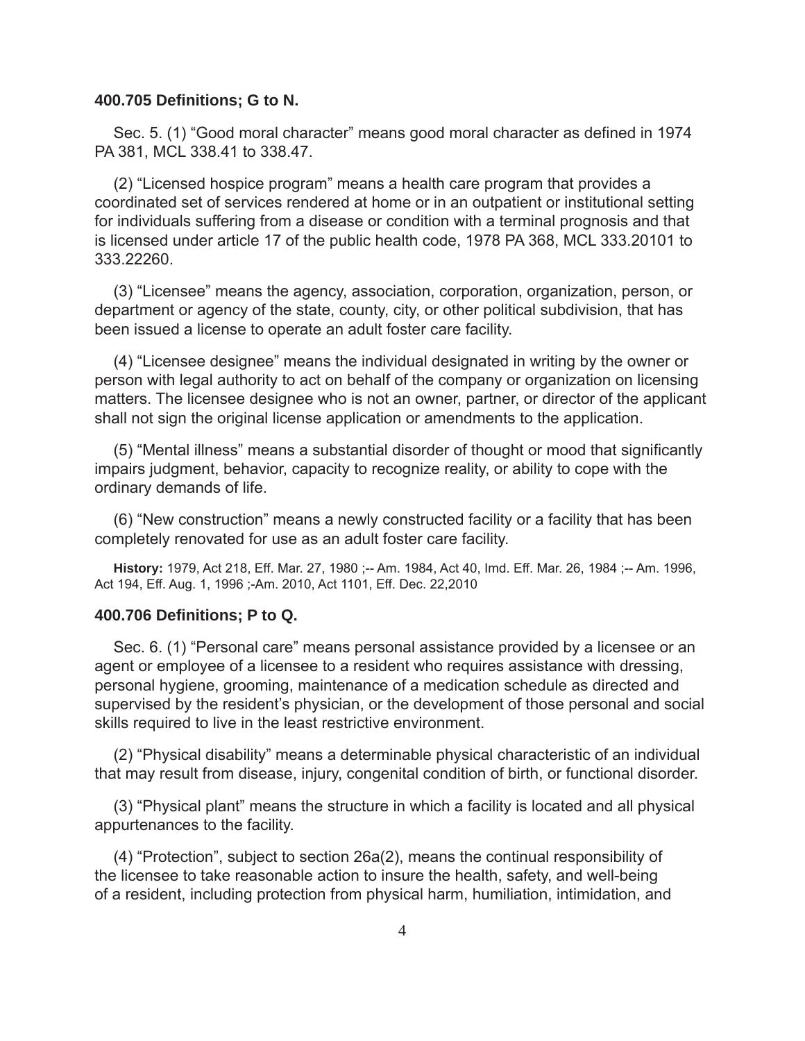### 400.705 Definitions; G to N.

Sec. 5. (1) "Good moral character" means good moral character as defined in 1974 PA 381, MCL 338.41 to 338.47.

(2) "Licensed hospice program" means a health care program that provides a coordinated set of services rendered at home or in an outpatient or institutional setting for individuals suffering from a disease or condition with a terminal prognosis and that is licensed under article 17 of the public health code, 1978 PA 368, MCL 333.20101 to 333.22260.

(3) "Licensee" means the agency, association, corporation, organization, person, or department or agency of the state, county, city, or other political subdivision, that has been issued a license to operate an adult foster care facility.

(4) "Licensee designee" means the individual designated in writing by the owner or person with legal authority to act on behalf of the company or organization on licensing matters. The licensee designee who is not an owner, partner, or director of the applicant shall not sign the original license application or amendments to the application.

(5) "Mental illness" means a substantial disorder of thought or mood that significantly impairs judgment, behavior, capacity to recognize reality, or ability to cope with the ordinary demands of life.

(6) "New construction" means a newly constructed facility or a facility that has been completely renovated for use as an adult foster care facility.

**History:** 1979, Act 218, Eff. Mar. 27, 1980 ;-- Am. 1984, Act 40, Imd. Eff. Mar. 26, 1984 ;-- Am. 1996, Act 194, Eff. Aug. 1, 1996 ;-Am. 2010, Act 1101, Eff. Dec. 22,2010

### 400.706 Definitions; P to Q.

Sec. 6. (1) "Personal care" means personal assistance provided by a licensee or an agent or employee of a licensee to a resident who requires assistance with dressing, personal hygiene, grooming, maintenance of a medication schedule as directed and supervised by the resident's physician, or the development of those personal and social skills required to live in the least restrictive environment.

(2) "Physical disability" means a determinable physical characteristic of an individual that may result from disease, injury, congenital condition of birth, or functional disorder.

(3) "Physical plant" means the structure in which a facility is located and all physical appurtenances to the facility.

(4) "Protection", subject to section 26a(2), means the continual responsibility of the licensee to take reasonable action to insure the health, safety, and well-being of a resident, including protection from physical harm, humiliation, intimidation, and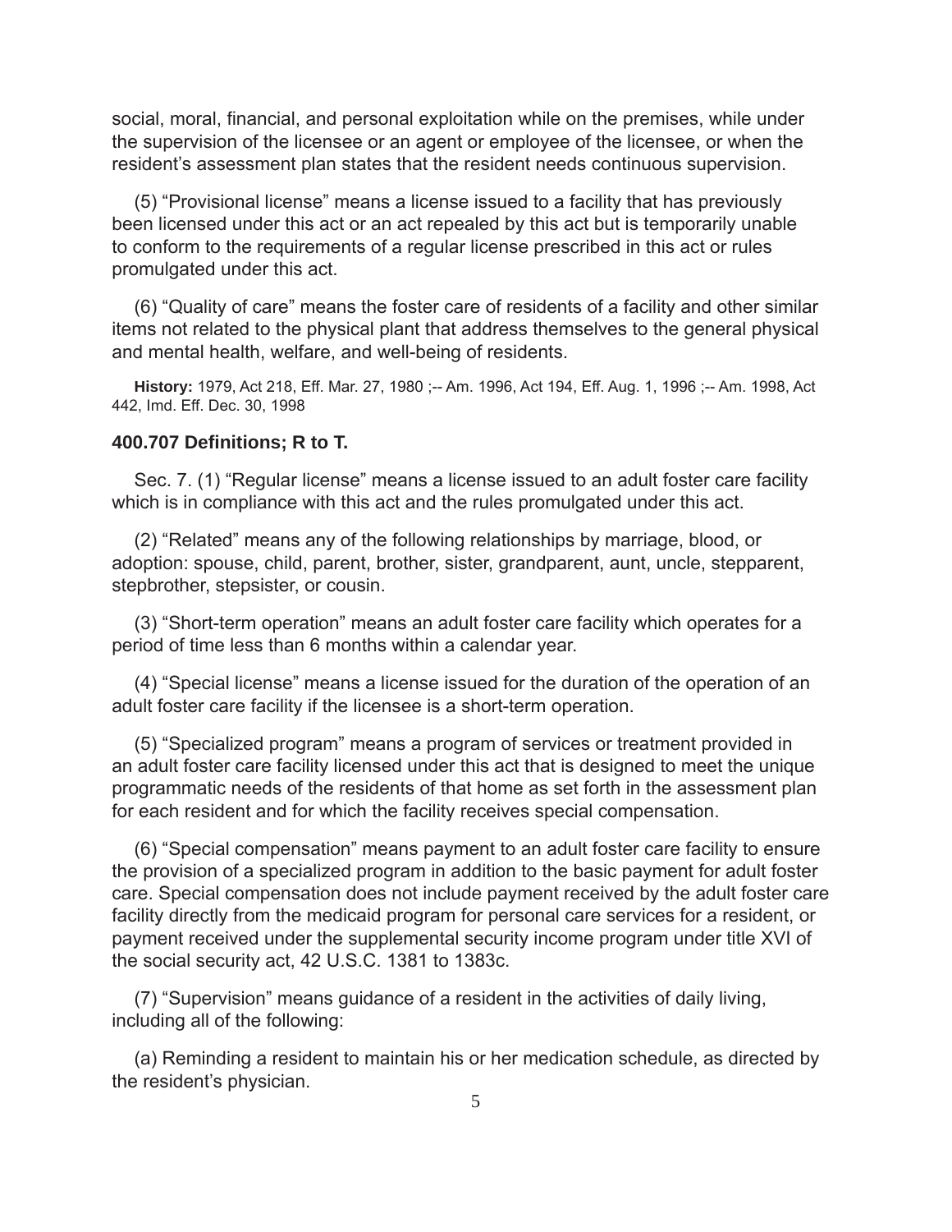social, moral, financial, and personal exploitation while on the premises, while under the supervision of the licensee or an agent or employee of the licensee, or when the resident's assessment plan states that the resident needs continuous supervision.

(5) "Provisional license" means a license issued to a facility that has previously been licensed under this act or an act repealed by this act but is temporarily unable to conform to the requirements of a regular license prescribed in this act or rules promulgated under this act.

(6) "Quality of care" means the foster care of residents of a facility and other similar items not related to the physical plant that address themselves to the general physical and mental health, welfare, and well-being of residents.

**History:** 1979, Act 218, Eff. Mar. 27, 1980 ;-- Am. 1996, Act 194, Eff. Aug. 1, 1996 ;-- Am. 1998, Act 442, Imd. Eff. Dec. 30, 1998

### 400.707 Definitions; R to T.

Sec. 7. (1) "Regular license" means a license issued to an adult foster care facility which is in compliance with this act and the rules promulgated under this act.

(2) "Related" means any of the following relationships by marriage, blood, or adoption: spouse, child, parent, brother, sister, grandparent, aunt, uncle, stepparent, stepbrother, stepsister, or cousin.

(3) "Short-term operation" means an adult foster care facility which operates for a period of time less than 6 months within a calendar year.

(4) "Special license" means a license issued for the duration of the operation of an adult foster care facility if the licensee is a short-term operation.

(5) "Specialized program" means a program of services or treatment provided in an adult foster care facility licensed under this act that is designed to meet the unique programmatic needs of the residents of that home as set forth in the assessment plan for each resident and for which the facility receives special compensation.

(6) "Special compensation" means payment to an adult foster care facility to ensure the provision of a specialized program in addition to the basic payment for adult foster care. Special compensation does not include payment received by the adult foster care facility directly from the medicaid program for personal care services for a resident, or payment received under the supplemental security income program under title XVI of the social security act, 42 U.S.C. 1381 to 1383c.

(7) "Supervision" means guidance of a resident in the activities of daily living, including all of the following:

(a) Reminding a resident to maintain his or her medication schedule, as directed by the resident's physician.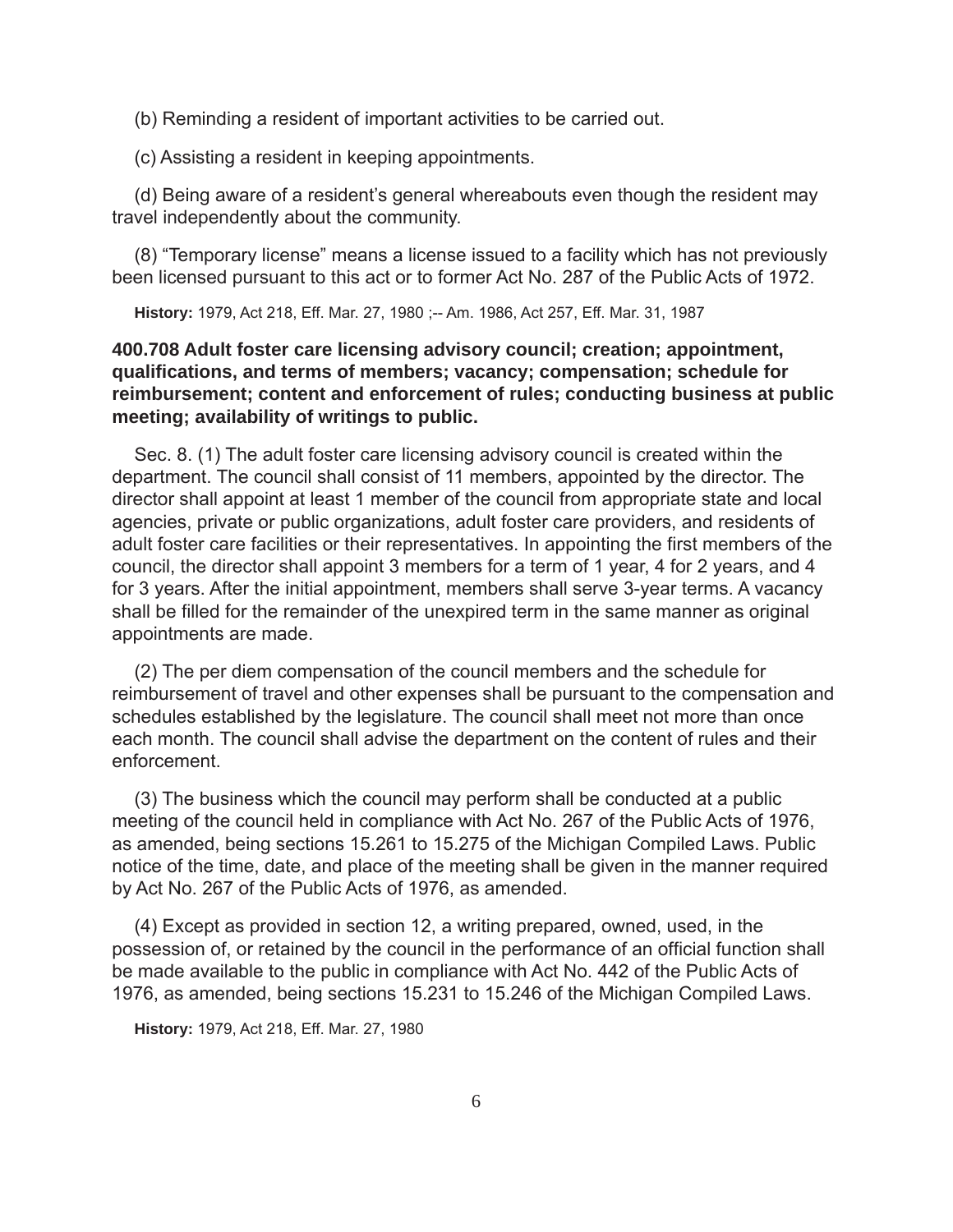(b) Reminding a resident of important activities to be carried out.

(c) Assisting a resident in keeping appointments.

(d) Being aware of a resident's general whereabouts even though the resident may travel independently about the community.

(8) "Temporary license" means a license issued to a facility which has not previously been licensed pursuant to this act or to former Act No. 287 of the Public Acts of 1972.

**History:** 1979, Act 218, Eff. Mar. 27, 1980 ;-- Am. 1986, Act 257, Eff. Mar. 31, 1987

**400.708 Adult foster care licensing advisory council; creation; appointment, qualifications, and terms of members; vacancy; compensation; schedule for reimbursement; content and enforcement of rules; conducting business at public meeting; availability of writings to public.**

Sec. 8. (1) The adult foster care licensing advisory council is created within the department. The council shall consist of 11 members, appointed by the director. The director shall appoint at least 1 member of the council from appropriate state and local agencies, private or public organizations, adult foster care providers, and residents of adult foster care facilities or their representatives. In appointing the first members of the council, the director shall appoint 3 members for a term of 1 year, 4 for 2 years, and 4 for 3 years. After the initial appointment, members shall serve 3-year terms. A vacancy shall be filled for the remainder of the unexpired term in the same manner as original appointments are made.

(2) The per diem compensation of the council members and the schedule for reimbursement of travel and other expenses shall be pursuant to the compensation and schedules established by the legislature. The council shall meet not more than once each month. The council shall advise the department on the content of rules and their enforcement.

(3) The business which the council may perform shall be conducted at a public meeting of the council held in compliance with Act No. 267 of the Public Acts of 1976, as amended, being sections 15.261 to 15.275 of the Michigan Compiled Laws. Public notice of the time, date, and place of the meeting shall be given in the manner required by Act No. 267 of the Public Acts of 1976, as amended.

(4) Except as provided in section 12, a writing prepared, owned, used, in the possession of, or retained by the council in the performance of an official function shall be made available to the public in compliance with Act No. 442 of the Public Acts of 1976, as amended, being sections 15.231 to 15.246 of the Michigan Compiled Laws.

**History:** 1979, Act 218, Eff. Mar. 27, 1980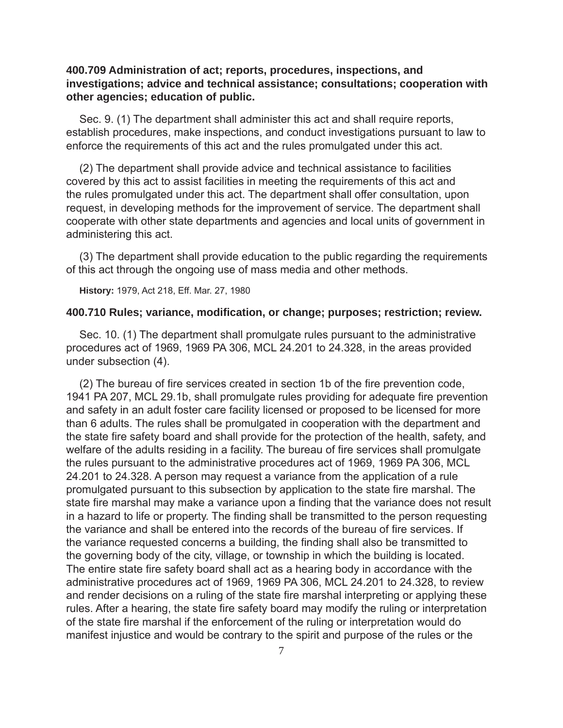**400.709 Administration of act; reports, procedures, inspections, and investigations; advice and technical assistance; consultations; cooperation with other agencies; education of public.**

Sec. 9. (1) The department shall administer this act and shall require reports, establish procedures, make inspections, and conduct investigations pursuant to law to enforce the requirements of this act and the rules promulgated under this act.

(2) The department shall provide advice and technical assistance to facilities covered by this act to assist facilities in meeting the requirements of this act and the rules promulgated under this act. The department shall offer consultation, upon request, in developing methods for the improvement of service. The department shall cooperate with other state departments and agencies and local units of government in administering this act.

(3) The department shall provide education to the public regarding the requirements of this act through the ongoing use of mass media and other methods.

**History:** 1979, Act 218, Eff. Mar. 27, 1980

**400.710 Rules; variance, modification, or change; purposes; restriction; review.**

Sec. 10. (1) The department shall promulgate rules pursuant to the administrative procedures act of 1969, 1969 PA 306, MCL 24.201 to 24.328, in the areas provided under subsection (4).

(2) The bureau of fire services created in section 1b of the fire prevention code, 1941 PA 207, MCL 29.1b, shall promulgate rules providing for adequate fire prevention and safety in an adult foster care facility licensed or proposed to be licensed for more than 6 adults. The rules shall be promulgated in cooperation with the department and the state fire safety board and shall provide for the protection of the health, safety, and welfare of the adults residing in a facility. The bureau of fire services shall promulgate the rules pursuant to the administrative procedures act of 1969, 1969 PA 306, MCL 24.201 to 24.328. A person may request a variance from the application of a rule promulgated pursuant to this subsection by application to the state fire marshal. The state fire marshal may make a variance upon a finding that the variance does not result in a hazard to life or property. The finding shall be transmitted to the person requesting the variance and shall be entered into the records of the bureau of fire services. If the variance requested concerns a building, the finding shall also be transmitted to the governing body of the city, village, or township in which the building is located. The entire state fire safety board shall act as a hearing body in accordance with the administrative procedures act of 1969, 1969 PA 306, MCL 24.201 to 24.328, to review and render decisions on a ruling of the state fire marshal interpreting or applying these rules. After a hearing, the state fire safety board may modify the ruling or interpretation of the state fire marshal if the enforcement of the ruling or interpretation would do manifest injustice and would be contrary to the spirit and purpose of the rules or the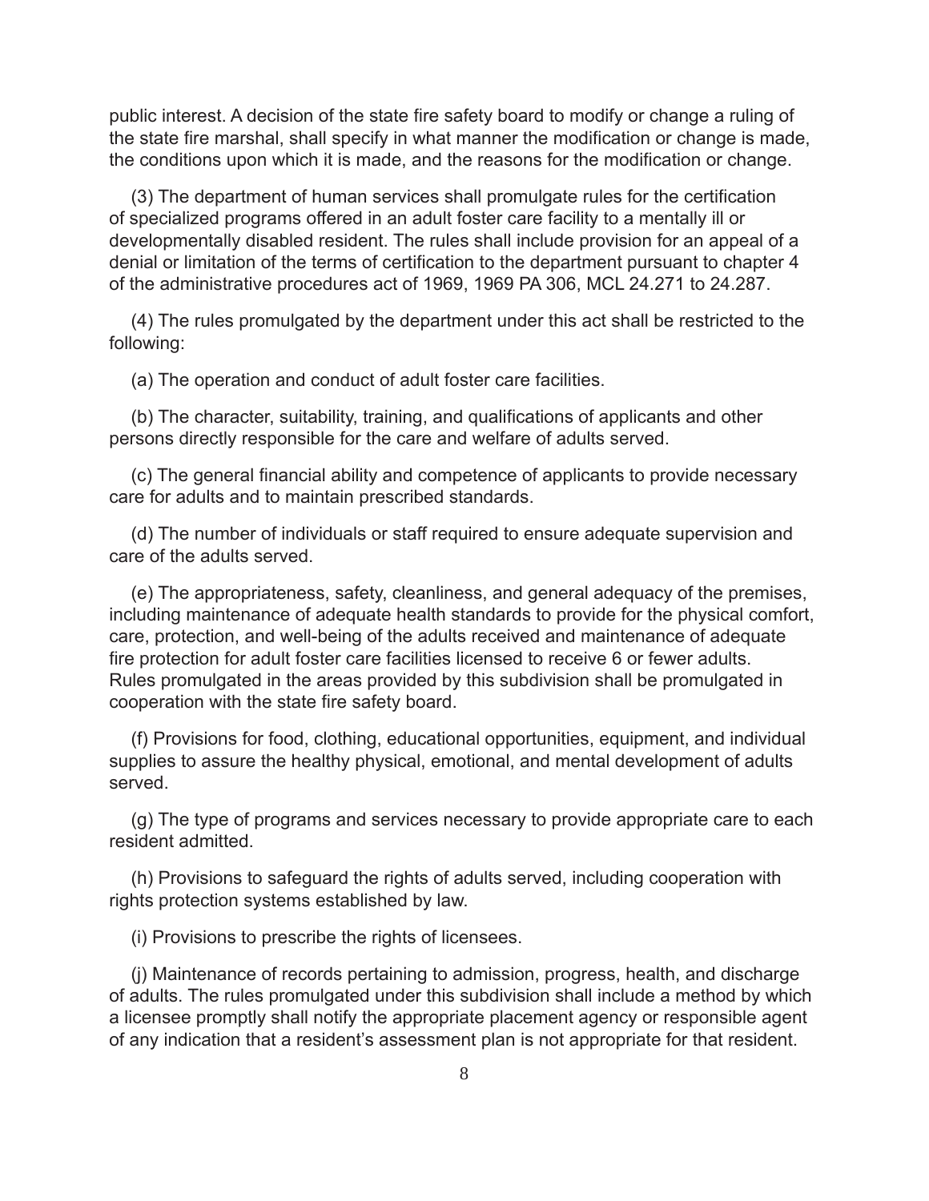public interest. A decision of the state fire safety board to modify or change a ruling of the state fire marshal, shall specify in what manner the modification or change is made, the conditions upon which it is made, and the reasons for the modification or change.

(3) The department of human services shall promulgate rules for the certification of specialized programs offered in an adult foster care facility to a mentally ill or developmentally disabled resident. The rules shall include provision for an appeal of a denial or limitation of the terms of certification to the department pursuant to chapter 4 of the administrative procedures act of 1969, 1969 PA 306, MCL 24.271 to 24.287.

(4) The rules promulgated by the department under this act shall be restricted to the following:

(a) The operation and conduct of adult foster care facilities.

(b) The character, suitability, training, and qualifications of applicants and other persons directly responsible for the care and welfare of adults served.

(c) The general financial ability and competence of applicants to provide necessary care for adults and to maintain prescribed standards.

(d) The number of individuals or staff required to ensure adequate supervision and care of the adults served.

(e) The appropriateness, safety, cleanliness, and general adequacy of the premises, including maintenance of adequate health standards to provide for the physical comfort, care, protection, and well-being of the adults received and maintenance of adequate fire protection for adult foster care facilities licensed to receive 6 or fewer adults. Rules promulgated in the areas provided by this subdivision shall be promulgated in cooperation with the state fire safety board.

(f) Provisions for food, clothing, educational opportunities, equipment, and individual supplies to assure the healthy physical, emotional, and mental development of adults served.

(g) The type of programs and services necessary to provide appropriate care to each resident admitted.

(h) Provisions to safeguard the rights of adults served, including cooperation with rights protection systems established by law.

(i) Provisions to prescribe the rights of licensees.

(j) Maintenance of records pertaining to admission, progress, health, and discharge of adults. The rules promulgated under this subdivision shall include a method by which a licensee promptly shall notify the appropriate placement agency or responsible agent of any indication that a resident's assessment plan is not appropriate for that resident.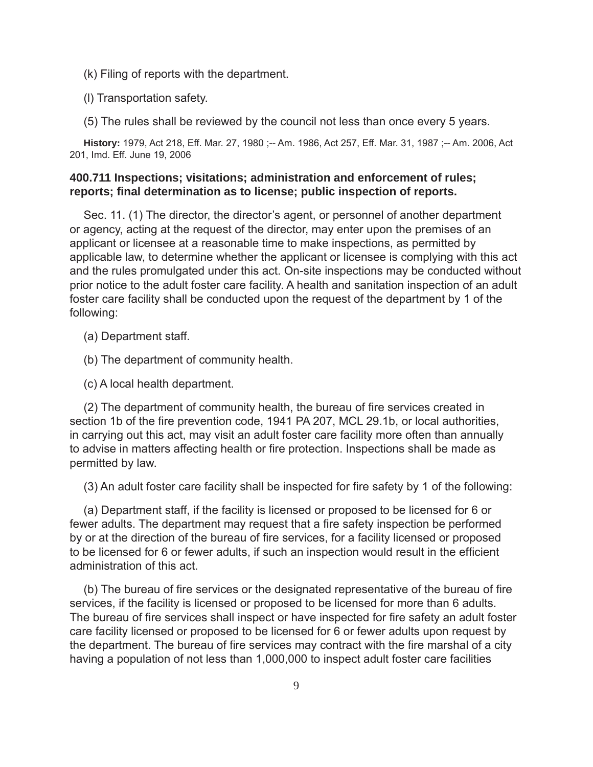(k) Filing of reports with the department.

(l) Transportation safety.

(5) The rules shall be reviewed by the council not less than once every 5 years.

**History:** 1979, Act 218, Eff. Mar. 27, 1980 ;-- Am. 1986, Act 257, Eff. Mar. 31, 1987 ;-- Am. 2006, Act 201, Imd. Eff. June 19, 2006

### 400.711 Inspections; visitations; administration and enforcement of rules; reports; final determination as to license; public inspection of reports.

Sec. 11. (1) The director, the director's agent, or personnel of another department or agency, acting at the request of the director, may enter upon the premises of an applicant or licensee at a reasonable time to make inspections, as permitted by applicable law, to determine whether the applicant or licensee is complying with this act and the rules promulgated under this act. On-site inspections may be conducted without prior notice to the adult foster care facility. A health and sanitation inspection of an adult foster care facility shall be conducted upon the request of the department by 1 of the following:

(a) Department staff.

(b) The department of community health.

(c) A local health department.

(2) The department of community health, the bureau of fire services created in section 1b of the fire prevention code, 1941 PA 207, MCL 29.1b, or local authorities, in carrying out this act, may visit an adult foster care facility more often than annually to advise in matters affecting health or fire protection. Inspections shall be made as permitted by law.

(3) An adult foster care facility shall be inspected for fire safety by 1 of the following:

(a) Department staff, if the facility is licensed or proposed to be licensed for 6 or fewer adults. The department may request that a fire safety inspection be performed by or at the direction of the bureau of fire services, for a facility licensed or proposed to be licensed for 6 or fewer adults, if such an inspection would result in the efficient administration of this act.

(b) The bureau of fire services or the designated representative of the bureau of fire services, if the facility is licensed or proposed to be licensed for more than 6 adults. The bureau of fire services shall inspect or have inspected for fire safety an adult foster care facility licensed or proposed to be licensed for 6 or fewer adults upon request by the department. The bureau of fire services may contract with the fire marshal of a city having a population of not less than 1,000,000 to inspect adult foster care facilities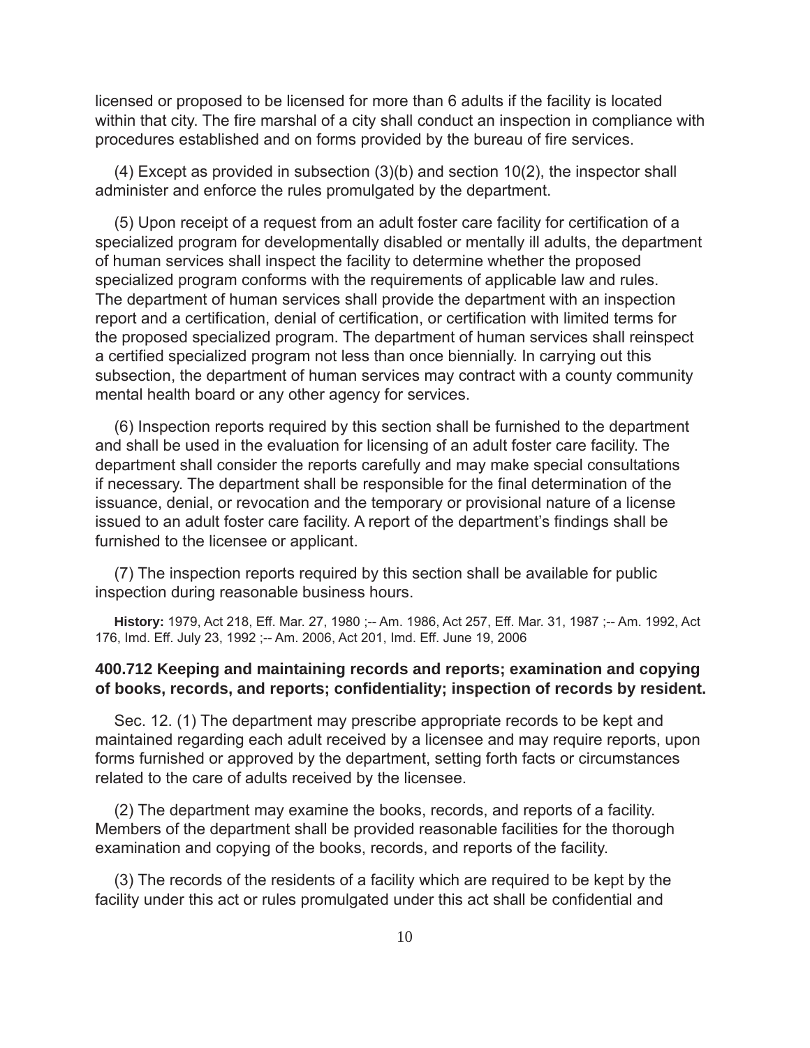licensed or proposed to be licensed for more than 6 adults if the facility is located within that city. The fire marshal of a city shall conduct an inspection in compliance with procedures established and on forms provided by the bureau of fire services.

(4) Except as provided in subsection (3)(b) and section 10(2), the inspector shall administer and enforce the rules promulgated by the department.

(5) Upon receipt of a request from an adult foster care facility for certification of a specialized program for developmentally disabled or mentally ill adults, the department of human services shall inspect the facility to determine whether the proposed specialized program conforms with the requirements of applicable law and rules. The department of human services shall provide the department with an inspection report and a certification, denial of certification, or certification with limited terms for the proposed specialized program. The department of human services shall reinspect a certified specialized program not less than once biennially. In carrying out this subsection, the department of human services may contract with a county community mental health board or any other agency for services.

(6) Inspection reports required by this section shall be furnished to the department and shall be used in the evaluation for licensing of an adult foster care facility. The department shall consider the reports carefully and may make special consultations if necessary. The department shall be responsible for the final determination of the issuance, denial, or revocation and the temporary or provisional nature of a license issued to an adult foster care facility. A report of the department's findings shall be furnished to the licensee or applicant.

(7) The inspection reports required by this section shall be available for public inspection during reasonable business hours.

**History:** 1979, Act 218, Eff. Mar. 27, 1980 ;-- Am. 1986, Act 257, Eff. Mar. 31, 1987 ;-- Am. 1992, Act 176, Imd. Eff. July 23, 1992 ;-- Am. 2006, Act 201, Imd. Eff. June 19, 2006

### 400.712 Keeping and maintaining records and reports; examination and copying of books, records, and reports; confidentiality; inspection of records by resident.

Sec. 12. (1) The department may prescribe appropriate records to be kept and maintained regarding each adult received by a licensee and may require reports, upon forms furnished or approved by the department, setting forth facts or circumstances related to the care of adults received by the licensee.

(2) The department may examine the books, records, and reports of a facility. Members of the department shall be provided reasonable facilities for the thorough examination and copying of the books, records, and reports of the facility.

(3) The records of the residents of a facility which are required to be kept by the facility under this act or rules promulgated under this act shall be confidential and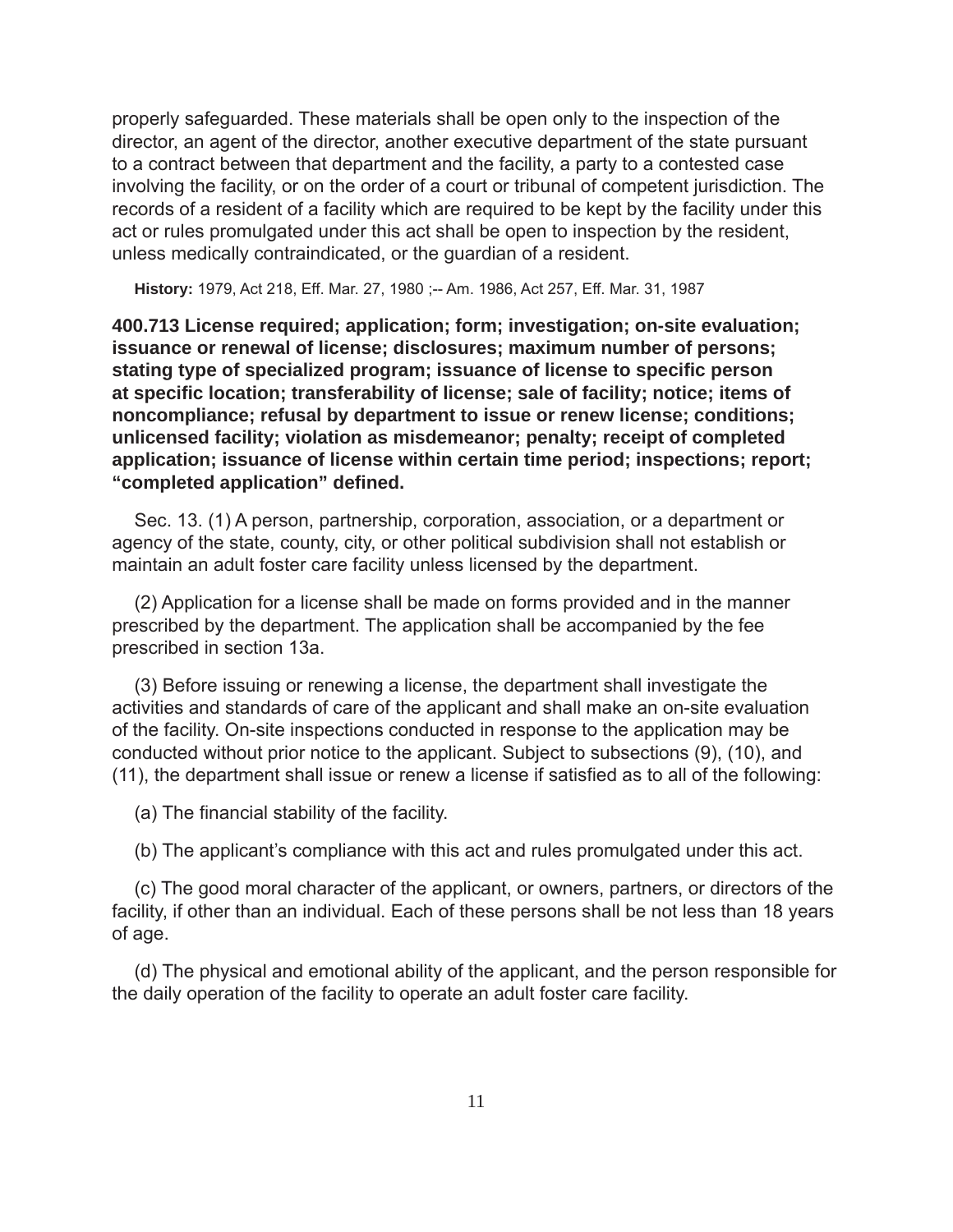properly safeguarded. These materials shall be open only to the inspection of the director, an agent of the director, another executive department of the state pursuant to a contract between that department and the facility, a party to a contested case involving the facility, or on the order of a court or tribunal of competent jurisdiction. The records of a resident of a facility which are required to be kept by the facility under this act or rules promulgated under this act shall be open to inspection by the resident, unless medically contraindicated, or the guardian of a resident.

**History:** 1979, Act 218, Eff. Mar. 27, 1980 ;-- Am. 1986, Act 257, Eff. Mar. 31, 1987

**400.713 License required; application; form; investigation; on-site evaluation; issuance or renewal of license; disclosures; maximum number of persons; stating type of specialized program; issuance of license to specific person at specific location; transferability of license; sale of facility; notice; items of noncompliance; refusal by department to issue or renew license; conditions; unlicensed facility; violation as misdemeanor; penalty; receipt of completed application; issuance of license within certain time period; inspections; report; "completed application" defined.**

Sec. 13. (1) A person, partnership, corporation, association, or a department or agency of the state, county, city, or other political subdivision shall not establish or maintain an adult foster care facility unless licensed by the department.

(2) Application for a license shall be made on forms provided and in the manner prescribed by the department. The application shall be accompanied by the fee prescribed in section 13a.

(3) Before issuing or renewing a license, the department shall investigate the activities and standards of care of the applicant and shall make an on-site evaluation of the facility. On-site inspections conducted in response to the application may be conducted without prior notice to the applicant. Subject to subsections (9), (10), and (11), the department shall issue or renew a license if satisfied as to all of the following:

(a) The financial stability of the facility.

(b) The applicant's compliance with this act and rules promulgated under this act.

(c) The good moral character of the applicant, or owners, partners, or directors of the facility, if other than an individual. Each of these persons shall be not less than 18 years of age.

(d) The physical and emotional ability of the applicant, and the person responsible for the daily operation of the facility to operate an adult foster care facility.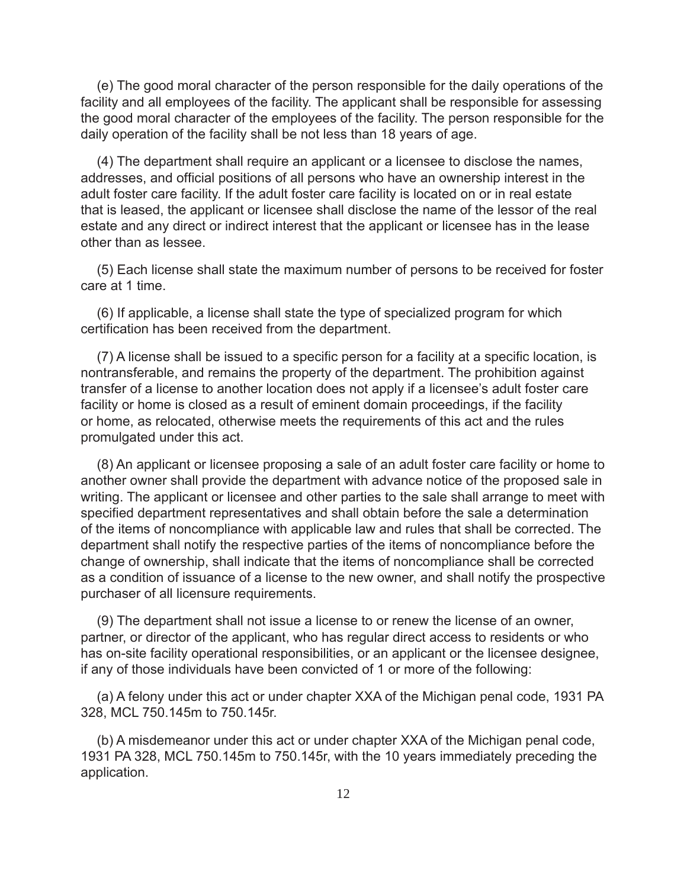(e) The good moral character of the person responsible for the daily operations of the facility and all employees of the facility. The applicant shall be responsible for assessing the good moral character of the employees of the facility. The person responsible for the daily operation of the facility shall be not less than 18 years of age.

(4) The department shall require an applicant or a licensee to disclose the names, addresses, and official positions of all persons who have an ownership interest in the adult foster care facility. If the adult foster care facility is located on or in real estate that is leased, the applicant or licensee shall disclose the name of the lessor of the real estate and any direct or indirect interest that the applicant or licensee has in the lease other than as lessee.

(5) Each license shall state the maximum number of persons to be received for foster care at 1 time.

(6) If applicable, a license shall state the type of specialized program for which certification has been received from the department.

(7) A license shall be issued to a specific person for a facility at a specific location, is nontransferable, and remains the property of the department. The prohibition against transfer of a license to another location does not apply if a licensee's adult foster care facility or home is closed as a result of eminent domain proceedings, if the facility or home, as relocated, otherwise meets the requirements of this act and the rules promulgated under this act.

(8) An applicant or licensee proposing a sale of an adult foster care facility or home to another owner shall provide the department with advance notice of the proposed sale in writing. The applicant or licensee and other parties to the sale shall arrange to meet with specified department representatives and shall obtain before the sale a determination of the items of noncompliance with applicable law and rules that shall be corrected. The department shall notify the respective parties of the items of noncompliance before the change of ownership, shall indicate that the items of noncompliance shall be corrected as a condition of issuance of a license to the new owner, and shall notify the prospective purchaser of all licensure requirements.

(9) The department shall not issue a license to or renew the license of an owner, partner, or director of the applicant, who has regular direct access to residents or who has on-site facility operational responsibilities, or an applicant or the licensee designee, if any of those individuals have been convicted of 1 or more of the following:

(a) A felony under this act or under chapter XXA of the Michigan penal code, 1931 PA 328, MCL 750.145m to 750.145r.

(b) A misdemeanor under this act or under chapter XXA of the Michigan penal code, 1931 PA 328, MCL 750.145m to 750.145r, with the 10 years immediately preceding the application.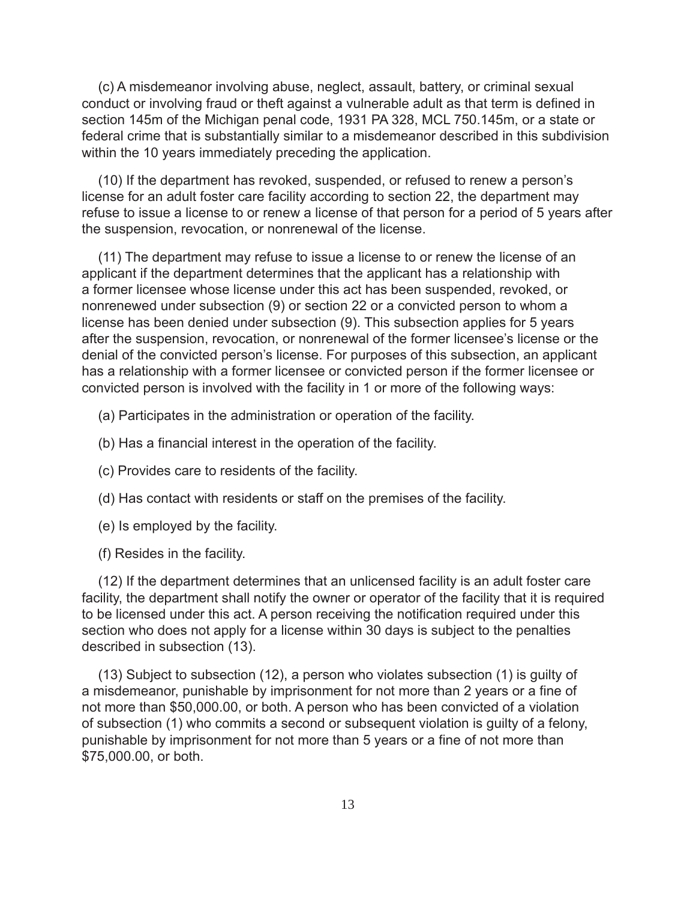(c) A misdemeanor involving abuse, neglect, assault, battery, or criminal sexual conduct or involving fraud or theft against a vulnerable adult as that term is defined in section 145m of the Michigan penal code, 1931 PA 328, MCL 750.145m, or a state or federal crime that is substantially similar to a misdemeanor described in this subdivision within the 10 years immediately preceding the application.

(10) If the department has revoked, suspended, or refused to renew a person's license for an adult foster care facility according to section 22, the department may refuse to issue a license to or renew a license of that person for a period of 5 years after the suspension, revocation, or nonrenewal of the license.

(11) The department may refuse to issue a license to or renew the license of an applicant if the department determines that the applicant has a relationship with a former licensee whose license under this act has been suspended, revoked, or nonrenewed under subsection (9) or section 22 or a convicted person to whom a license has been denied under subsection (9). This subsection applies for 5 years after the suspension, revocation, or nonrenewal of the former licensee's license or the denial of the convicted person's license. For purposes of this subsection, an applicant has a relationship with a former licensee or convicted person if the former licensee or convicted person is involved with the facility in 1 or more of the following ways:

(a) Participates in the administration or operation of the facility.

(b) Has a financial interest in the operation of the facility.

(c) Provides care to residents of the facility.

(d) Has contact with residents or staff on the premises of the facility.

(e) Is employed by the facility.

(f) Resides in the facility.

(12) If the department determines that an unlicensed facility is an adult foster care facility, the department shall notify the owner or operator of the facility that it is required to be licensed under this act. A person receiving the notification required under this section who does not apply for a license within 30 days is subject to the penalties described in subsection (13).

(13) Subject to subsection (12), a person who violates subsection (1) is guilty of a misdemeanor, punishable by imprisonment for not more than 2 years or a fine of not more than $50,000.00, or both. A person who has been convicted of a violation of subsection (1) who commits a second or subsequent violation is guilty of a felony, punishable by imprisonment for not more than 5 years or a fine of not more than $75,000.00, or both.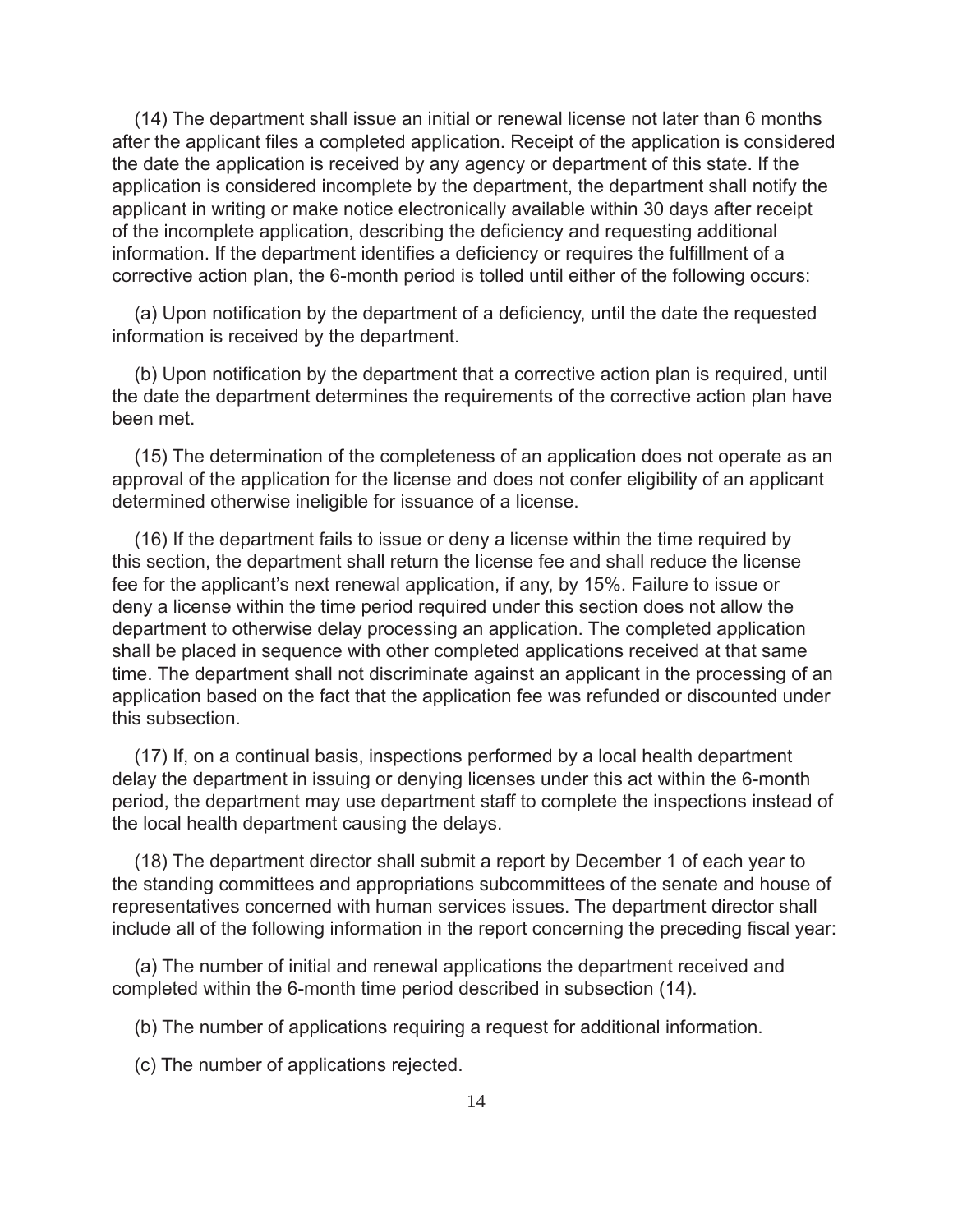(14) The department shall issue an initial or renewal license not later than 6 months after the applicant files a completed application. Receipt of the application is considered the date the application is received by any agency or department of this state. If the application is considered incomplete by the department, the department shall notify the applicant in writing or make notice electronically available within 30 days after receipt of the incomplete application, describing the deficiency and requesting additional information. If the department identifies a deficiency or requires the fulfillment of a corrective action plan, the 6-month period is tolled until either of the following occurs:

(a) Upon notification by the department of a deficiency, until the date the requested information is received by the department.

(b) Upon notification by the department that a corrective action plan is required, until the date the department determines the requirements of the corrective action plan have been met.

(15) The determination of the completeness of an application does not operate as an approval of the application for the license and does not confer eligibility of an applicant determined otherwise ineligible for issuance of a license.

(16) If the department fails to issue or deny a license within the time required by this section, the department shall return the license fee and shall reduce the license fee for the applicant's next renewal application, if any, by 15%. Failure to issue or deny a license within the time period required under this section does not allow the department to otherwise delay processing an application. The completed application shall be placed in sequence with other completed applications received at that same time. The department shall not discriminate against an applicant in the processing of an application based on the fact that the application fee was refunded or discounted under this subsection.

(17) If, on a continual basis, inspections performed by a local health department delay the department in issuing or denying licenses under this act within the 6-month period, the department may use department staff to complete the inspections instead of the local health department causing the delays.

(18) The department director shall submit a report by December 1 of each year to the standing committees and appropriations subcommittees of the senate and house of representatives concerned with human services issues. The department director shall include all of the following information in the report concerning the preceding fiscal year:

(a) The number of initial and renewal applications the department received and completed within the 6-month time period described in subsection (14).

(b) The number of applications requiring a request for additional information.

(c) The number of applications rejected.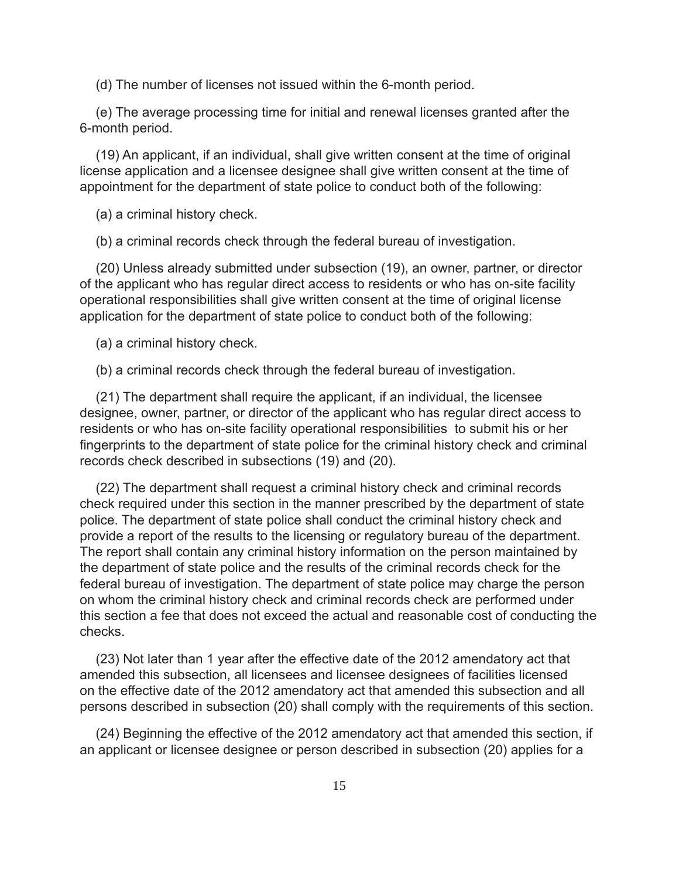(d) The number of licenses not issued within the 6-month period.

(e) The average processing time for initial and renewal licenses granted after the 6-month period.

(19) An applicant, if an individual, shall give written consent at the time of original license application and a licensee designee shall give written consent at the time of appointment for the department of state police to conduct both of the following:

(a) a criminal history check.

(b) a criminal records check through the federal bureau of investigation.

(20) Unless already submitted under subsection (19), an owner, partner, or director of the applicant who has regular direct access to residents or who has on-site facility operational responsibilities shall give written consent at the time of original license application for the department of state police to conduct both of the following:

(a) a criminal history check.

(b) a criminal records check through the federal bureau of investigation.

(21) The department shall require the applicant, if an individual, the licensee designee, owner, partner, or director of the applicant who has regular direct access to residents or who has on-site facility operational responsibilities to submit his or her fingerprints to the department of state police for the criminal history check and criminal records check described in subsections (19) and (20).

(22) The department shall request a criminal history check and criminal records check required under this section in the manner prescribed by the department of state police. The department of state police shall conduct the criminal history check and provide a report of the results to the licensing or regulatory bureau of the department. The report shall contain any criminal history information on the person maintained by the department of state police and the results of the criminal records check for the federal bureau of investigation. The department of state police may charge the person on whom the criminal history check and criminal records check are performed under this section a fee that does not exceed the actual and reasonable cost of conducting the checks.

(23) Not later than 1 year after the effective date of the 2012 amendatory act that amended this subsection, all licensees and licensee designees of facilities licensed on the effective date of the 2012 amendatory act that amended this subsection and all persons described in subsection (20) shall comply with the requirements of this section.

(24) Beginning the effective of the 2012 amendatory act that amended this section, if an applicant or licensee designee or person described in subsection (20) applies for a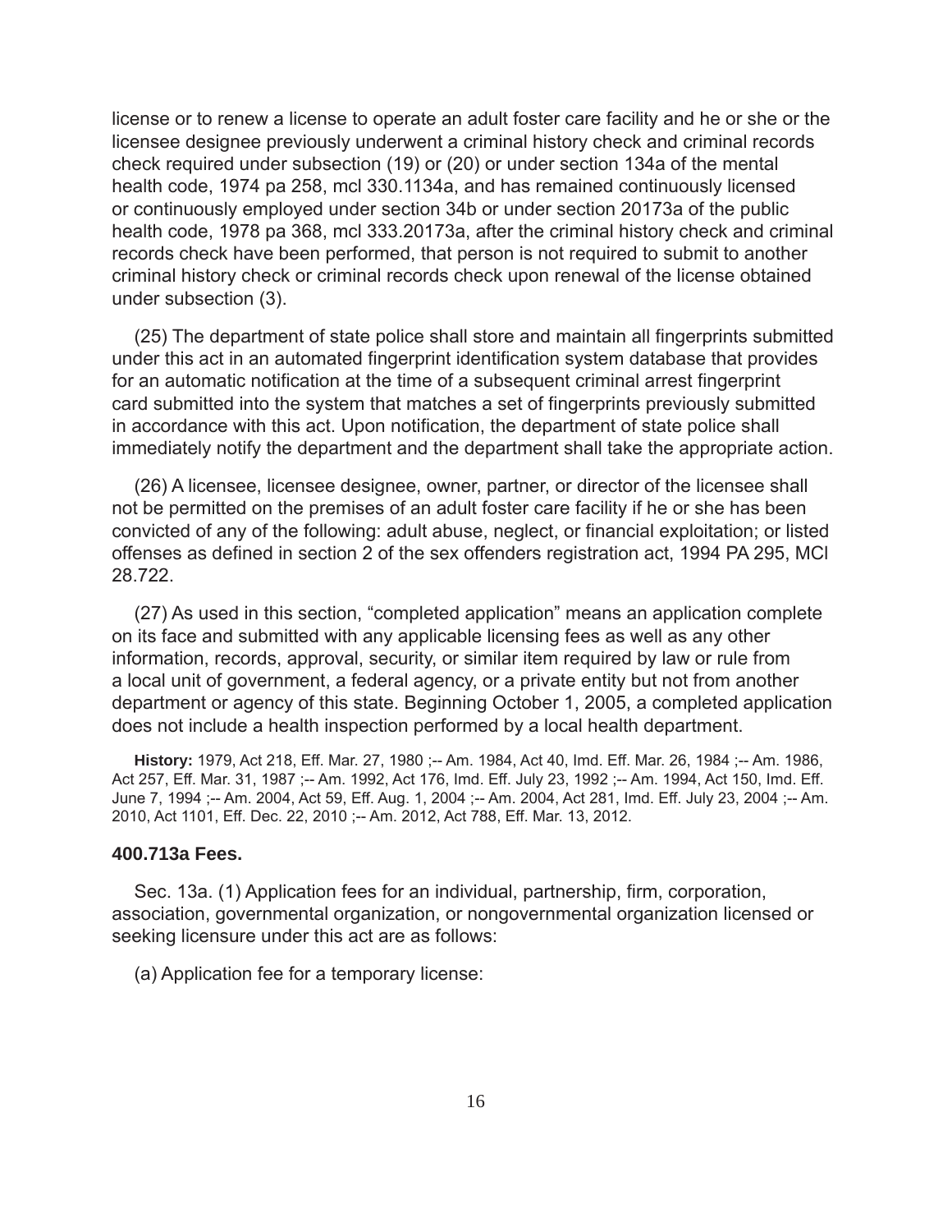license or to renew a license to operate an adult foster care facility and he or she or the licensee designee previously underwent a criminal history check and criminal records check required under subsection (19) or (20) or under section 134a of the mental health code, 1974 pa 258, mcl 330.1134a, and has remained continuously licensed or continuously employed under section 34b or under section 20173a of the public health code, 1978 pa 368, mcl 333.20173a, after the criminal history check and criminal records check have been performed, that person is not required to submit to another criminal history check or criminal records check upon renewal of the license obtained under subsection (3).

(25) The department of state police shall store and maintain all fingerprints submitted under this act in an automated fingerprint identification system database that provides for an automatic notification at the time of a subsequent criminal arrest fingerprint card submitted into the system that matches a set of fingerprints previously submitted in accordance with this act. Upon notification, the department of state police shall immediately notify the department and the department shall take the appropriate action.

(26) A licensee, licensee designee, owner, partner, or director of the licensee shall not be permitted on the premises of an adult foster care facility if he or she has been convicted of any of the following: adult abuse, neglect, or financial exploitation; or listed offenses as defined in section 2 of the sex offenders registration act, 1994 PA 295, MCl 28.722.

(27) As used in this section, “completed application” means an application complete on its face and submitted with any applicable licensing fees as well as any other information, records, approval, security, or similar item required by law or rule from a local unit of government, a federal agency, or a private entity but not from another department or agency of this state. Beginning October 1, 2005, a completed application does not include a health inspection performed by a local health department.

**History:** 1979, Act 218, Eff. Mar. 27, 1980 ;-- Am. 1984, Act 40, Imd. Eff. Mar. 26, 1984 ;-- Am. 1986, Act 257, Eff. Mar. 31, 1987 ;-- Am. 1992, Act 176, Imd. Eff. July 23, 1992 ;-- Am. 1994, Act 150, Imd. Eff. June 7, 1994 ;-- Am. 2004, Act 59, Eff. Aug. 1, 2004 ;-- Am. 2004, Act 281, Imd. Eff. July 23, 2004 ;-- Am. 2010, Act 1101, Eff. Dec. 22, 2010 ;-- Am. 2012, Act 788, Eff. Mar. 13, 2012.

### 400.713a Fees.

Sec. 13a. (1) Application fees for an individual, partnership, firm, corporation, association, governmental organization, or nongovernmental organization licensed or seeking licensure under this act are as follows:

(a) Application fee for a temporary license: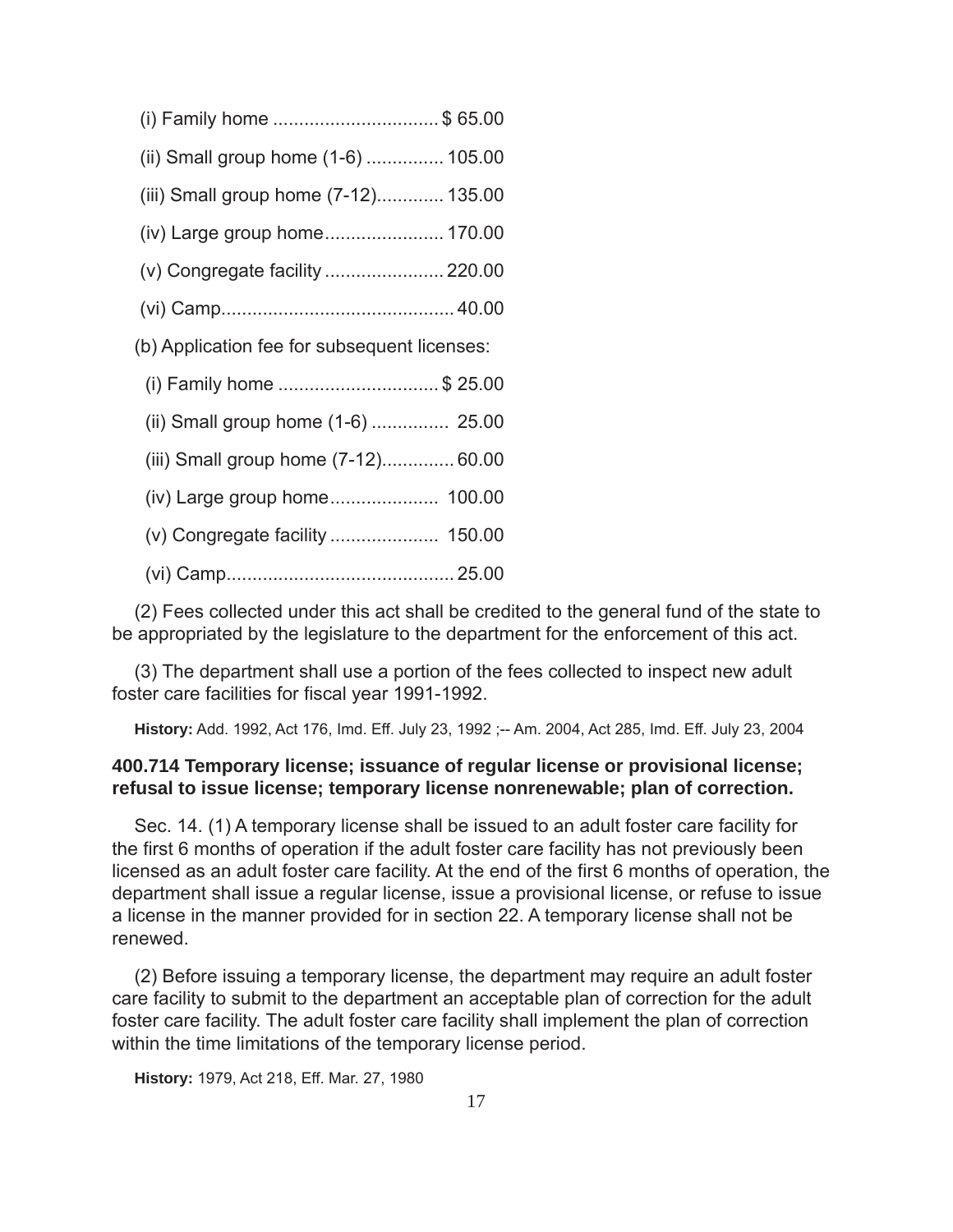(i) Family home ................................ $ 65.00

(ii) Small group home (1-6) ............... 105.00

(iii) Small group home (7-12)............. 135.00

(iv) Large group home....................... 170.00

(v) Congregate facility ....................... 220.00

(vi) Camp............................................ 40.00

(b) Application fee for subsequent licenses:

(i) Family home ............................... $ 25.00

(ii) Small group home (1-6) ............... 25.00

(iii) Small group home (7-12).............. 60.00

(iv) Large group home..................... 100.00

(v) Congregate facility ..................... 150.00

(vi) Camp............................................ 25.00

(2) Fees collected under this act shall be credited to the general fund of the state to be appropriated by the legislature to the department for the enforcement of this act.

(3) The department shall use a portion of the fees collected to inspect new adult foster care facilities for fiscal year 1991-1992.

**History:** Add. 1992, Act 176, Imd. Eff. July 23, 1992 ;-- Am. 2004, Act 285, Imd. Eff. July 23, 2004

**400.714 Temporary license; issuance of regular license or provisional license; refusal to issue license; temporary license nonrenewable; plan of correction.**

Sec. 14. (1) A temporary license shall be issued to an adult foster care facility for the first 6 months of operation if the adult foster care facility has not previously been licensed as an adult foster care facility. At the end of the first 6 months of operation, the department shall issue a regular license, issue a provisional license, or refuse to issue a license in the manner provided for in section 22. A temporary license shall not be renewed.

(2) Before issuing a temporary license, the department may require an adult foster care facility to submit to the department an acceptable plan of correction for the adult foster care facility. The adult foster care facility shall implement the plan of correction within the time limitations of the temporary license period.

**History:** 1979, Act 218, Eff. Mar. 27, 1980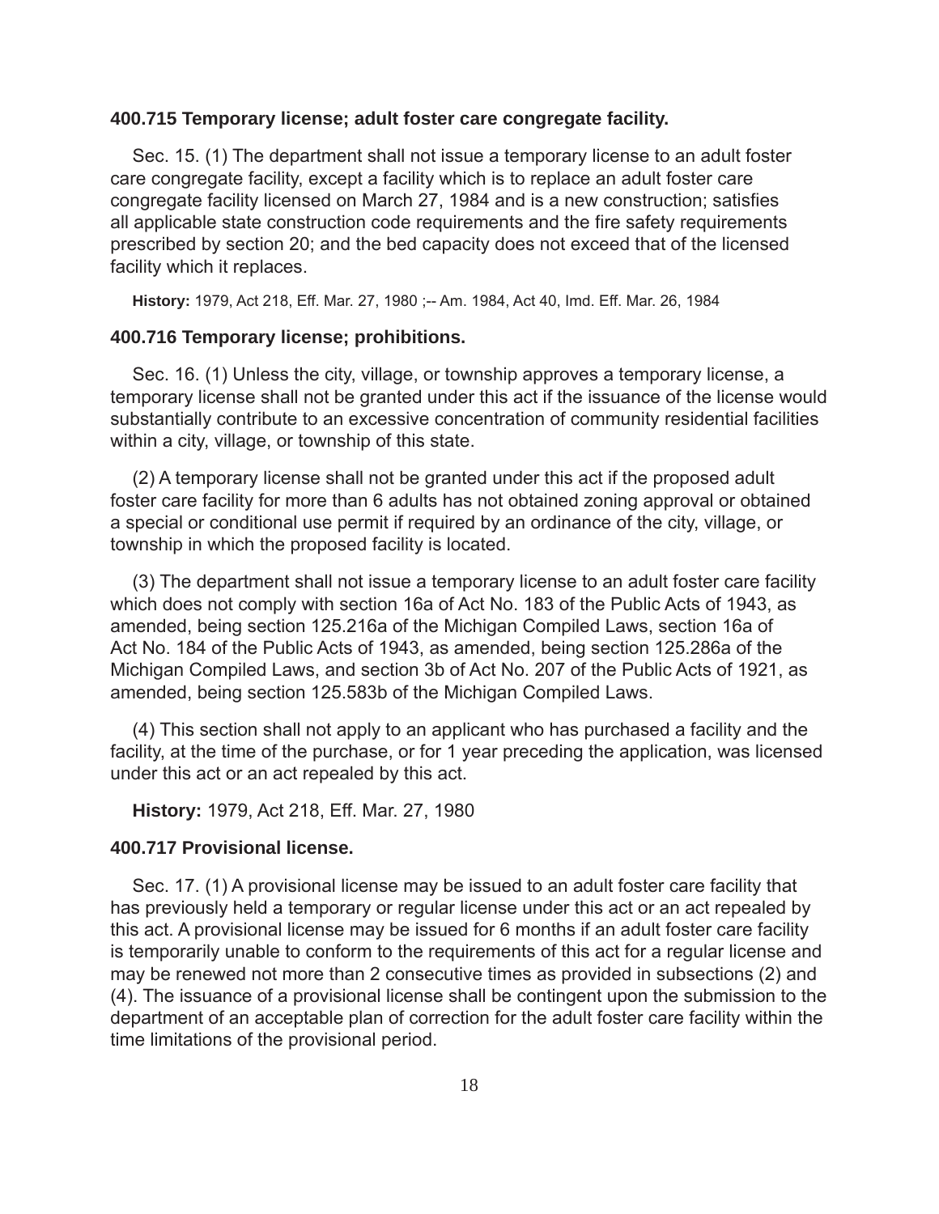### 400.715 Temporary license; adult foster care congregate facility.

Sec. 15. (1) The department shall not issue a temporary license to an adult foster care congregate facility, except a facility which is to replace an adult foster care congregate facility licensed on March 27, 1984 and is a new construction; satisfies all applicable state construction code requirements and the fire safety requirements prescribed by section 20; and the bed capacity does not exceed that of the licensed facility which it replaces.

**History:** 1979, Act 218, Eff. Mar. 27, 1980 ;-- Am. 1984, Act 40, Imd. Eff. Mar. 26, 1984

### 400.716 Temporary license; prohibitions.

Sec. 16. (1) Unless the city, village, or township approves a temporary license, a temporary license shall not be granted under this act if the issuance of the license would substantially contribute to an excessive concentration of community residential facilities within a city, village, or township of this state.

(2) A temporary license shall not be granted under this act if the proposed adult foster care facility for more than 6 adults has not obtained zoning approval or obtained a special or conditional use permit if required by an ordinance of the city, village, or township in which the proposed facility is located.

(3) The department shall not issue a temporary license to an adult foster care facility which does not comply with section 16a of Act No. 183 of the Public Acts of 1943, as amended, being section 125.216a of the Michigan Compiled Laws, section 16a of Act No. 184 of the Public Acts of 1943, as amended, being section 125.286a of the Michigan Compiled Laws, and section 3b of Act No. 207 of the Public Acts of 1921, as amended, being section 125.583b of the Michigan Compiled Laws.

(4) This section shall not apply to an applicant who has purchased a facility and the facility, at the time of the purchase, or for 1 year preceding the application, was licensed under this act or an act repealed by this act.

**History:** 1979, Act 218, Eff. Mar. 27, 1980

### 400.717 Provisional license.

Sec. 17. (1) A provisional license may be issued to an adult foster care facility that has previously held a temporary or regular license under this act or an act repealed by this act. A provisional license may be issued for 6 months if an adult foster care facility is temporarily unable to conform to the requirements of this act for a regular license and may be renewed not more than 2 consecutive times as provided in subsections (2) and (4). The issuance of a provisional license shall be contingent upon the submission to the department of an acceptable plan of correction for the adult foster care facility within the time limitations of the provisional period.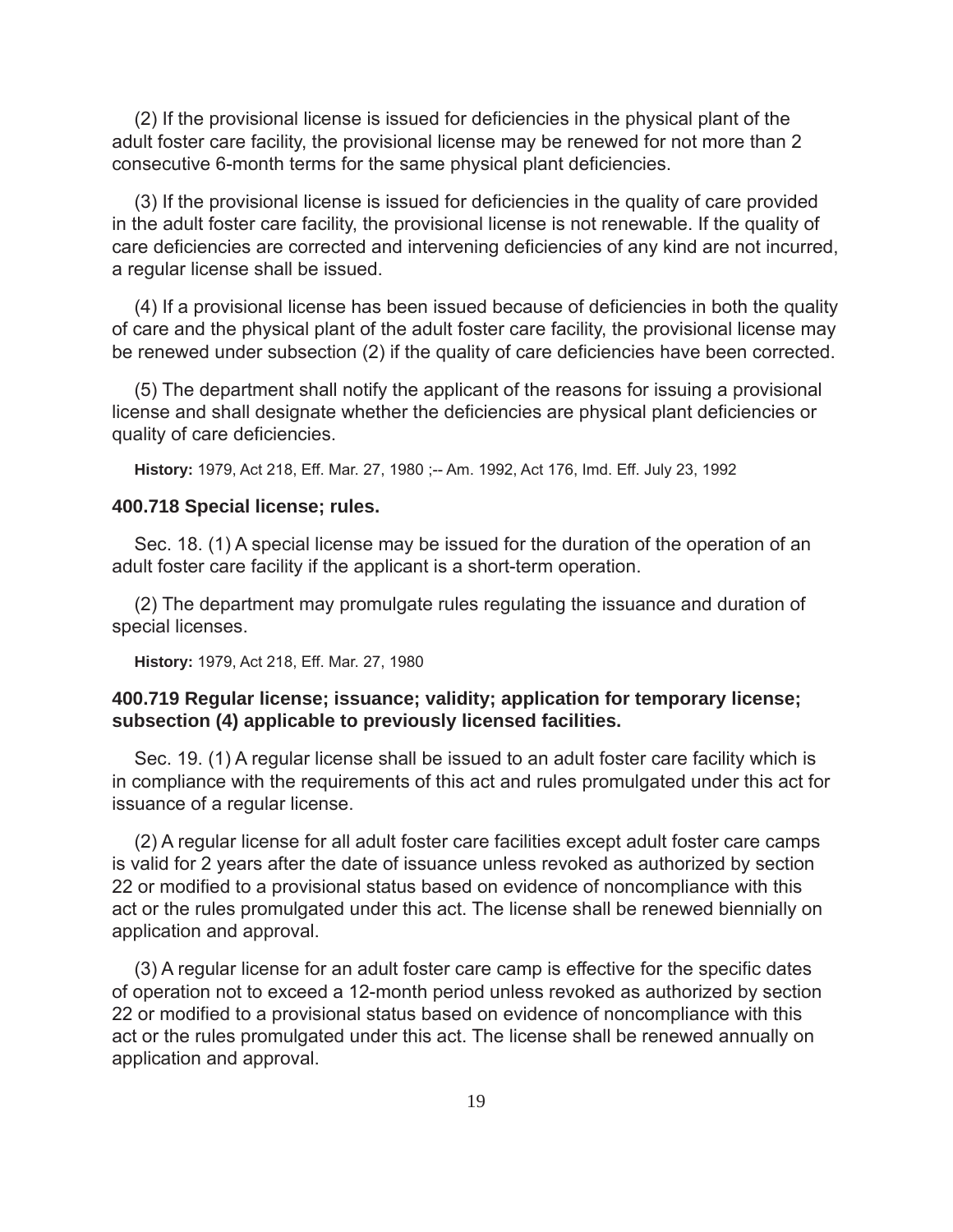(2) If the provisional license is issued for deficiencies in the physical plant of the adult foster care facility, the provisional license may be renewed for not more than 2 consecutive 6-month terms for the same physical plant deficiencies.

(3) If the provisional license is issued for deficiencies in the quality of care provided in the adult foster care facility, the provisional license is not renewable. If the quality of care deficiencies are corrected and intervening deficiencies of any kind are not incurred, a regular license shall be issued.

(4) If a provisional license has been issued because of deficiencies in both the quality of care and the physical plant of the adult foster care facility, the provisional license may be renewed under subsection (2) if the quality of care deficiencies have been corrected.

(5) The department shall notify the applicant of the reasons for issuing a provisional license and shall designate whether the deficiencies are physical plant deficiencies or quality of care deficiencies.

**History:** 1979, Act 218, Eff. Mar. 27, 1980 ;-- Am. 1992, Act 176, Imd. Eff. July 23, 1992

### 400.718 Special license; rules.

Sec. 18. (1) A special license may be issued for the duration of the operation of an adult foster care facility if the applicant is a short-term operation.

(2) The department may promulgate rules regulating the issuance and duration of special licenses.

**History:** 1979, Act 218, Eff. Mar. 27, 1980

### 400.719 Regular license; issuance; validity; application for temporary license; subsection (4) applicable to previously licensed facilities.

Sec. 19. (1) A regular license shall be issued to an adult foster care facility which is in compliance with the requirements of this act and rules promulgated under this act for issuance of a regular license.

(2) A regular license for all adult foster care facilities except adult foster care camps is valid for 2 years after the date of issuance unless revoked as authorized by section 22 or modified to a provisional status based on evidence of noncompliance with this act or the rules promulgated under this act. The license shall be renewed biennially on application and approval.

(3) A regular license for an adult foster care camp is effective for the specific dates of operation not to exceed a 12-month period unless revoked as authorized by section 22 or modified to a provisional status based on evidence of noncompliance with this act or the rules promulgated under this act. The license shall be renewed annually on application and approval.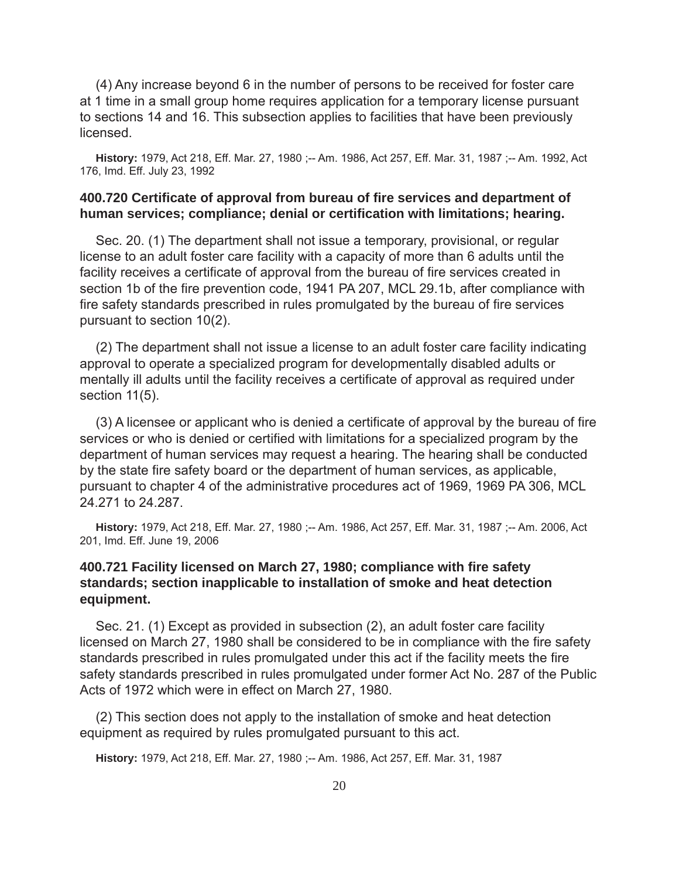(4) Any increase beyond 6 in the number of persons to be received for foster care at 1 time in a small group home requires application for a temporary license pursuant to sections 14 and 16. This subsection applies to facilities that have been previously licensed.

**History:** 1979, Act 218, Eff. Mar. 27, 1980 ;-- Am. 1986, Act 257, Eff. Mar. 31, 1987 ;-- Am. 1992, Act 176, Imd. Eff. July 23, 1992

### 400.720 Certificate of approval from bureau of fire services and department of human services; compliance; denial or certification with limitations; hearing.

Sec. 20. (1) The department shall not issue a temporary, provisional, or regular license to an adult foster care facility with a capacity of more than 6 adults until the facility receives a certificate of approval from the bureau of fire services created in section 1b of the fire prevention code, 1941 PA 207, MCL 29.1b, after compliance with fire safety standards prescribed in rules promulgated by the bureau of fire services pursuant to section 10(2).

(2) The department shall not issue a license to an adult foster care facility indicating approval to operate a specialized program for developmentally disabled adults or mentally ill adults until the facility receives a certificate of approval as required under section 11(5).

(3) A licensee or applicant who is denied a certificate of approval by the bureau of fire services or who is denied or certified with limitations for a specialized program by the department of human services may request a hearing. The hearing shall be conducted by the state fire safety board or the department of human services, as applicable, pursuant to chapter 4 of the administrative procedures act of 1969, 1969 PA 306, MCL 24.271 to 24.287.

**History:** 1979, Act 218, Eff. Mar. 27, 1980 ;-- Am. 1986, Act 257, Eff. Mar. 31, 1987 ;-- Am. 2006, Act 201, Imd. Eff. June 19, 2006

### 400.721 Facility licensed on March 27, 1980; compliance with fire safety standards; section inapplicable to installation of smoke and heat detection equipment.

Sec. 21. (1) Except as provided in subsection (2), an adult foster care facility licensed on March 27, 1980 shall be considered to be in compliance with the fire safety standards prescribed in rules promulgated under this act if the facility meets the fire safety standards prescribed in rules promulgated under former Act No. 287 of the Public Acts of 1972 which were in effect on March 27, 1980.

(2) This section does not apply to the installation of smoke and heat detection equipment as required by rules promulgated pursuant to this act.

**History:** 1979, Act 218, Eff. Mar. 27, 1980 ;-- Am. 1986, Act 257, Eff. Mar. 31, 1987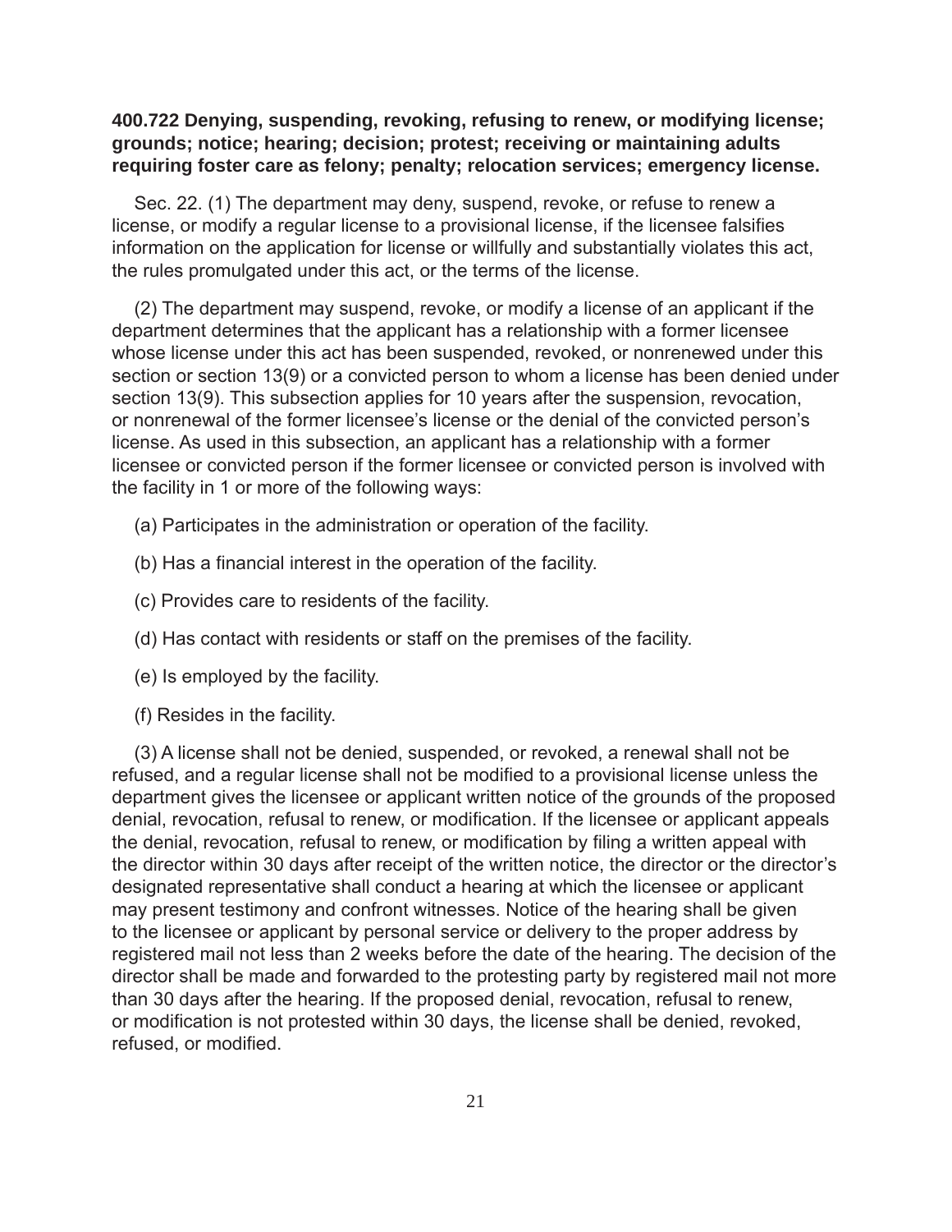**400.722 Denying, suspending, revoking, refusing to renew, or modifying license; grounds; notice; hearing; decision; protest; receiving or maintaining adults requiring foster care as felony; penalty; relocation services; emergency license.**

Sec. 22. (1) The department may deny, suspend, revoke, or refuse to renew a license, or modify a regular license to a provisional license, if the licensee falsifies information on the application for license or willfully and substantially violates this act, the rules promulgated under this act, or the terms of the license.

(2) The department may suspend, revoke, or modify a license of an applicant if the department determines that the applicant has a relationship with a former licensee whose license under this act has been suspended, revoked, or nonrenewed under this section or section 13(9) or a convicted person to whom a license has been denied under section 13(9). This subsection applies for 10 years after the suspension, revocation, or nonrenewal of the former licensee's license or the denial of the convicted person's license. As used in this subsection, an applicant has a relationship with a former licensee or convicted person if the former licensee or convicted person is involved with the facility in 1 or more of the following ways:

(a) Participates in the administration or operation of the facility.

(b) Has a financial interest in the operation of the facility.

(c) Provides care to residents of the facility.

(d) Has contact with residents or staff on the premises of the facility.

(e) Is employed by the facility.

(f) Resides in the facility.

(3) A license shall not be denied, suspended, or revoked, a renewal shall not be refused, and a regular license shall not be modified to a provisional license unless the department gives the licensee or applicant written notice of the grounds of the proposed denial, revocation, refusal to renew, or modification. If the licensee or applicant appeals the denial, revocation, refusal to renew, or modification by filing a written appeal with the director within 30 days after receipt of the written notice, the director or the director's designated representative shall conduct a hearing at which the licensee or applicant may present testimony and confront witnesses. Notice of the hearing shall be given to the licensee or applicant by personal service or delivery to the proper address by registered mail not less than 2 weeks before the date of the hearing. The decision of the director shall be made and forwarded to the protesting party by registered mail not more than 30 days after the hearing. If the proposed denial, revocation, refusal to renew, or modification is not protested within 30 days, the license shall be denied, revoked, refused, or modified.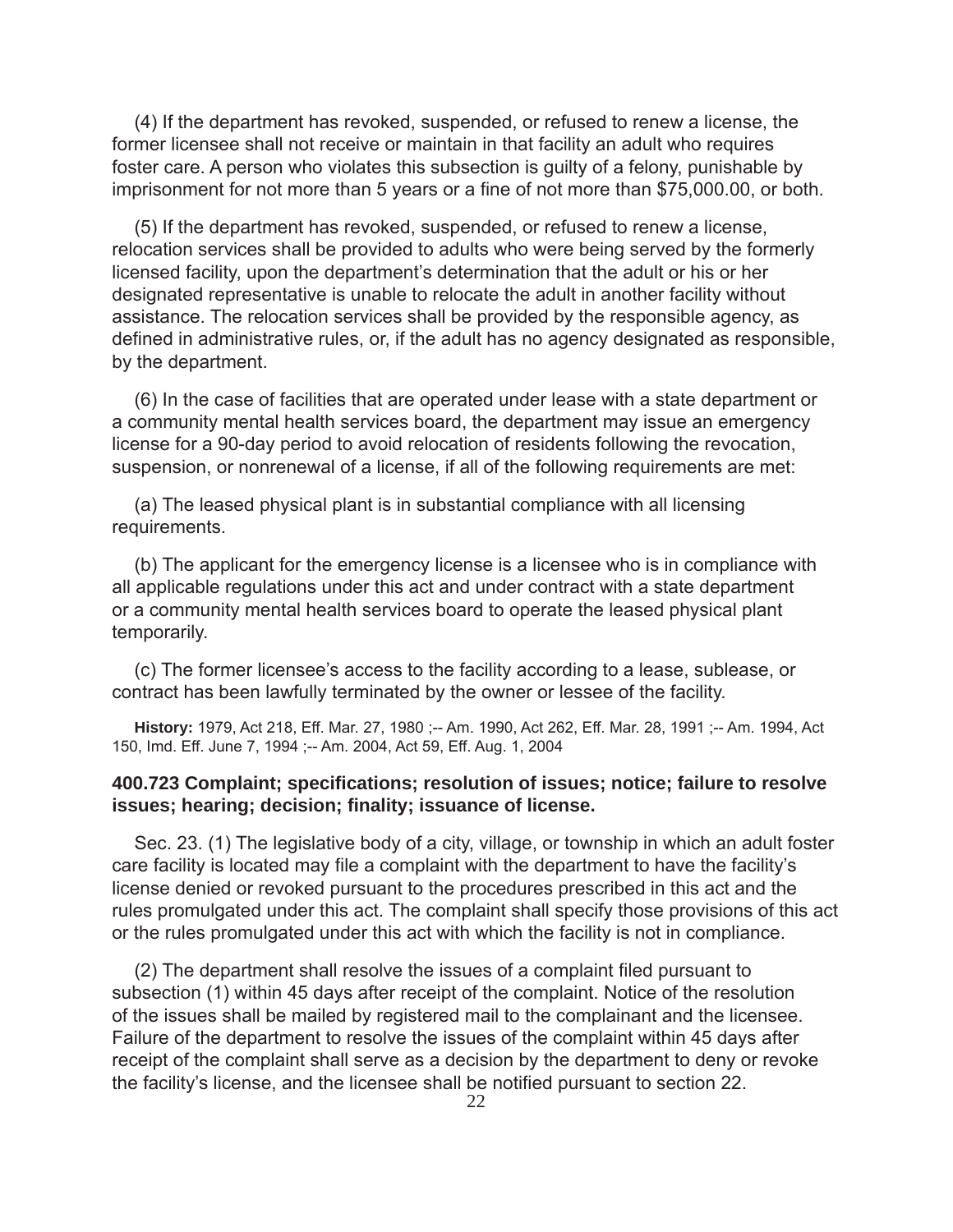(4) If the department has revoked, suspended, or refused to renew a license, the former licensee shall not receive or maintain in that facility an adult who requires foster care. A person who violates this subsection is guilty of a felony, punishable by imprisonment for not more than 5 years or a fine of not more than $75,000.00, or both.

(5) If the department has revoked, suspended, or refused to renew a license, relocation services shall be provided to adults who were being served by the formerly licensed facility, upon the department's determination that the adult or his or her designated representative is unable to relocate the adult in another facility without assistance. The relocation services shall be provided by the responsible agency, as defined in administrative rules, or, if the adult has no agency designated as responsible, by the department.

(6) In the case of facilities that are operated under lease with a state department or a community mental health services board, the department may issue an emergency license for a 90-day period to avoid relocation of residents following the revocation, suspension, or nonrenewal of a license, if all of the following requirements are met:

(a) The leased physical plant is in substantial compliance with all licensing requirements.

(b) The applicant for the emergency license is a licensee who is in compliance with all applicable regulations under this act and under contract with a state department or a community mental health services board to operate the leased physical plant temporarily.

(c) The former licensee's access to the facility according to a lease, sublease, or contract has been lawfully terminated by the owner or lessee of the facility.

**History:** 1979, Act 218, Eff. Mar. 27, 1980 ;-- Am. 1990, Act 262, Eff. Mar. 28, 1991 ;-- Am. 1994, Act 150, Imd. Eff. June 7, 1994 ;-- Am. 2004, Act 59, Eff. Aug. 1, 2004

### 400.723 Complaint; specifications; resolution of issues; notice; failure to resolve issues; hearing; decision; finality; issuance of license.

Sec. 23. (1) The legislative body of a city, village, or township in which an adult foster care facility is located may file a complaint with the department to have the facility's license denied or revoked pursuant to the procedures prescribed in this act and the rules promulgated under this act. The complaint shall specify those provisions of this act or the rules promulgated under this act with which the facility is not in compliance.

(2) The department shall resolve the issues of a complaint filed pursuant to subsection (1) within 45 days after receipt of the complaint. Notice of the resolution of the issues shall be mailed by registered mail to the complainant and the licensee. Failure of the department to resolve the issues of the complaint within 45 days after receipt of the complaint shall serve as a decision by the department to deny or revoke the facility's license, and the licensee shall be notified pursuant to section 22.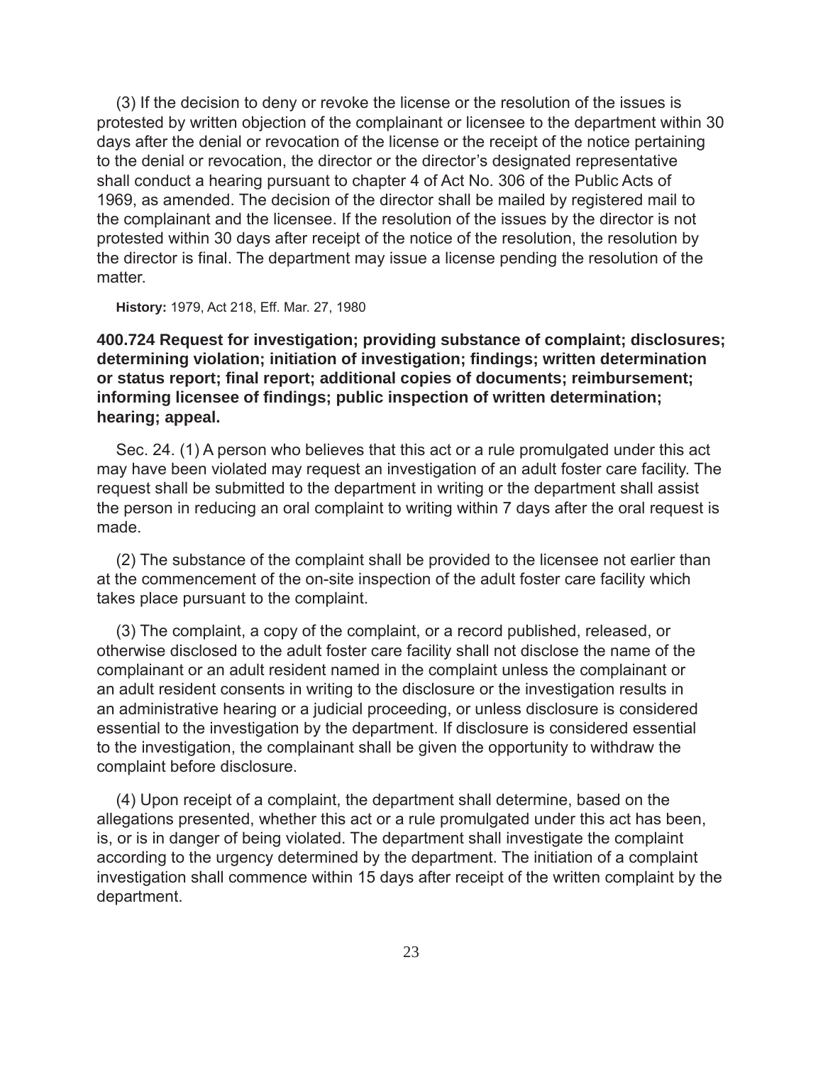(3) If the decision to deny or revoke the license or the resolution of the issues is protested by written objection of the complainant or licensee to the department within 30 days after the denial or revocation of the license or the receipt of the notice pertaining to the denial or revocation, the director or the director's designated representative shall conduct a hearing pursuant to chapter 4 of Act No. 306 of the Public Acts of 1969, as amended. The decision of the director shall be mailed by registered mail to the complainant and the licensee. If the resolution of the issues by the director is not protested within 30 days after receipt of the notice of the resolution, the resolution by the director is final. The department may issue a license pending the resolution of the matter.

**History:** 1979, Act 218, Eff. Mar. 27, 1980

**400.724 Request for investigation; providing substance of complaint; disclosures; determining violation; initiation of investigation; findings; written determination or status report; final report; additional copies of documents; reimbursement; informing licensee of findings; public inspection of written determination; hearing; appeal.**

Sec. 24. (1) A person who believes that this act or a rule promulgated under this act may have been violated may request an investigation of an adult foster care facility. The request shall be submitted to the department in writing or the department shall assist the person in reducing an oral complaint to writing within 7 days after the oral request is made.

(2) The substance of the complaint shall be provided to the licensee not earlier than at the commencement of the on-site inspection of the adult foster care facility which takes place pursuant to the complaint.

(3) The complaint, a copy of the complaint, or a record published, released, or otherwise disclosed to the adult foster care facility shall not disclose the name of the complainant or an adult resident named in the complaint unless the complainant or an adult resident consents in writing to the disclosure or the investigation results in an administrative hearing or a judicial proceeding, or unless disclosure is considered essential to the investigation by the department. If disclosure is considered essential to the investigation, the complainant shall be given the opportunity to withdraw the complaint before disclosure.

(4) Upon receipt of a complaint, the department shall determine, based on the allegations presented, whether this act or a rule promulgated under this act has been, is, or is in danger of being violated. The department shall investigate the complaint according to the urgency determined by the department. The initiation of a complaint investigation shall commence within 15 days after receipt of the written complaint by the department.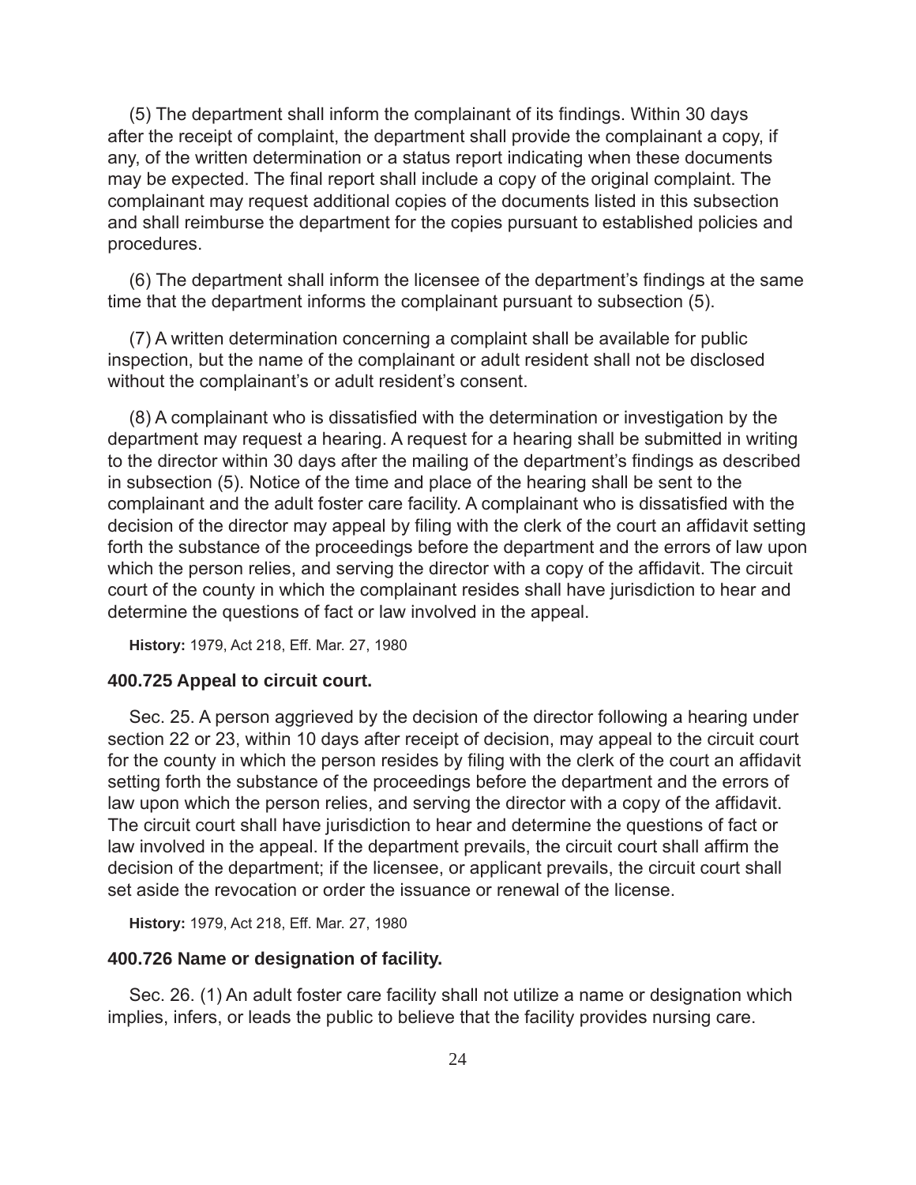(5) The department shall inform the complainant of its findings. Within 30 days after the receipt of complaint, the department shall provide the complainant a copy, if any, of the written determination or a status report indicating when these documents may be expected. The final report shall include a copy of the original complaint. The complainant may request additional copies of the documents listed in this subsection and shall reimburse the department for the copies pursuant to established policies and procedures.

(6) The department shall inform the licensee of the department's findings at the same time that the department informs the complainant pursuant to subsection (5).

(7) A written determination concerning a complaint shall be available for public inspection, but the name of the complainant or adult resident shall not be disclosed without the complainant's or adult resident's consent.

(8) A complainant who is dissatisfied with the determination or investigation by the department may request a hearing. A request for a hearing shall be submitted in writing to the director within 30 days after the mailing of the department's findings as described in subsection (5). Notice of the time and place of the hearing shall be sent to the complainant and the adult foster care facility. A complainant who is dissatisfied with the decision of the director may appeal by filing with the clerk of the court an affidavit setting forth the substance of the proceedings before the department and the errors of law upon which the person relies, and serving the director with a copy of the affidavit. The circuit court of the county in which the complainant resides shall have jurisdiction to hear and determine the questions of fact or law involved in the appeal.

**History:** 1979, Act 218, Eff. Mar. 27, 1980

### 400.725 Appeal to circuit court.

Sec. 25. A person aggrieved by the decision of the director following a hearing under section 22 or 23, within 10 days after receipt of decision, may appeal to the circuit court for the county in which the person resides by filing with the clerk of the court an affidavit setting forth the substance of the proceedings before the department and the errors of law upon which the person relies, and serving the director with a copy of the affidavit. The circuit court shall have jurisdiction to hear and determine the questions of fact or law involved in the appeal. If the department prevails, the circuit court shall affirm the decision of the department; if the licensee, or applicant prevails, the circuit court shall set aside the revocation or order the issuance or renewal of the license.

**History:** 1979, Act 218, Eff. Mar. 27, 1980

### 400.726 Name or designation of facility.

Sec. 26. (1) An adult foster care facility shall not utilize a name or designation which implies, infers, or leads the public to believe that the facility provides nursing care.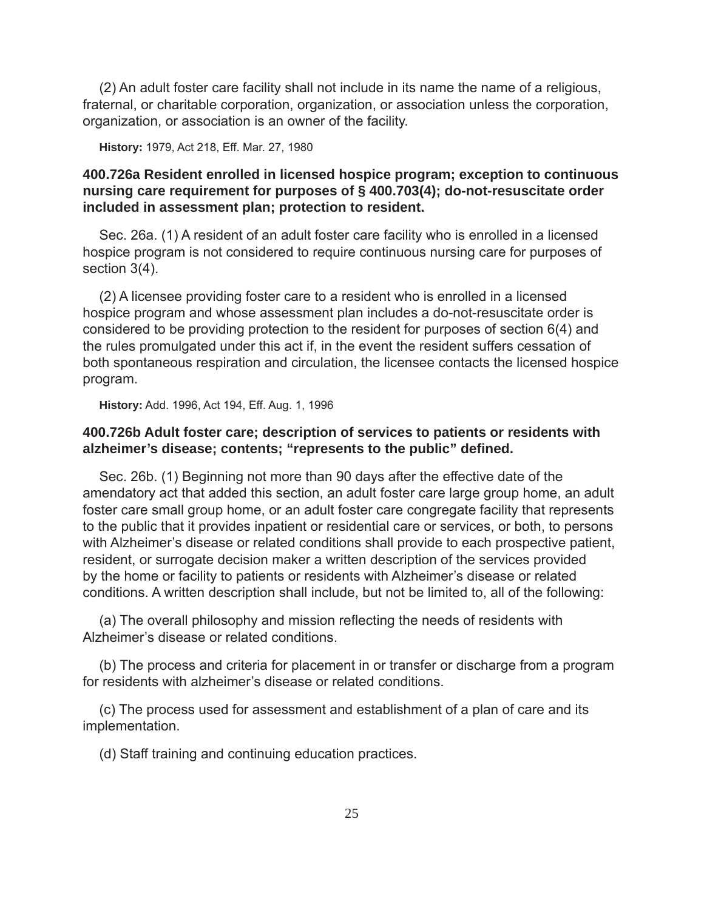(2) An adult foster care facility shall not include in its name the name of a religious, fraternal, or charitable corporation, organization, or association unless the corporation, organization, or association is an owner of the facility.

**History:** 1979, Act 218, Eff. Mar. 27, 1980

### 400.726a Resident enrolled in licensed hospice program; exception to continuous nursing care requirement for purposes of § 400.703(4); do-not-resuscitate order included in assessment plan; protection to resident.

Sec. 26a. (1) A resident of an adult foster care facility who is enrolled in a licensed hospice program is not considered to require continuous nursing care for purposes of section 3(4).

(2) A licensee providing foster care to a resident who is enrolled in a licensed hospice program and whose assessment plan includes a do-not-resuscitate order is considered to be providing protection to the resident for purposes of section 6(4) and the rules promulgated under this act if, in the event the resident suffers cessation of both spontaneous respiration and circulation, the licensee contacts the licensed hospice program.

**History:** Add. 1996, Act 194, Eff. Aug. 1, 1996

### 400.726b Adult foster care; description of services to patients or residents with alzheimer's disease; contents; "represents to the public" defined.

Sec. 26b. (1) Beginning not more than 90 days after the effective date of the amendatory act that added this section, an adult foster care large group home, an adult foster care small group home, or an adult foster care congregate facility that represents to the public that it provides inpatient or residential care or services, or both, to persons with Alzheimer's disease or related conditions shall provide to each prospective patient, resident, or surrogate decision maker a written description of the services provided by the home or facility to patients or residents with Alzheimer's disease or related conditions. A written description shall include, but not be limited to, all of the following:

(a) The overall philosophy and mission reflecting the needs of residents with Alzheimer's disease or related conditions.

(b) The process and criteria for placement in or transfer or discharge from a program for residents with alzheimer's disease or related conditions.

(c) The process used for assessment and establishment of a plan of care and its implementation.

(d) Staff training and continuing education practices.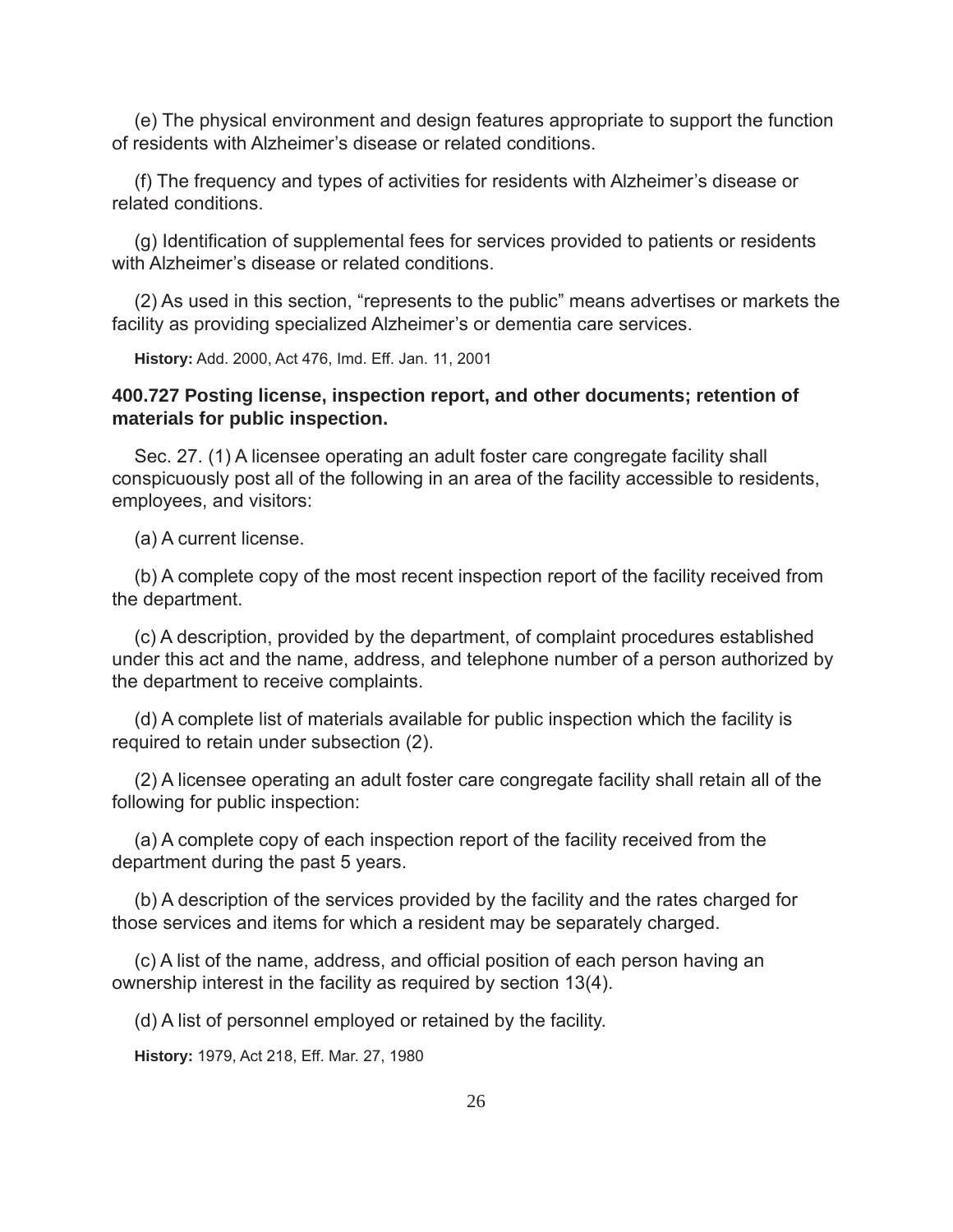(e) The physical environment and design features appropriate to support the function of residents with Alzheimer's disease or related conditions.

(f) The frequency and types of activities for residents with Alzheimer's disease or related conditions.

(g) Identification of supplemental fees for services provided to patients or residents with Alzheimer's disease or related conditions.

(2) As used in this section, "represents to the public" means advertises or markets the facility as providing specialized Alzheimer's or dementia care services.

**History:** Add. 2000, Act 476, Imd. Eff. Jan. 11, 2001

### 400.727 Posting license, inspection report, and other documents; retention of materials for public inspection.

Sec. 27. (1) A licensee operating an adult foster care congregate facility shall conspicuously post all of the following in an area of the facility accessible to residents, employees, and visitors:

(a) A current license.

(b) A complete copy of the most recent inspection report of the facility received from the department.

(c) A description, provided by the department, of complaint procedures established under this act and the name, address, and telephone number of a person authorized by the department to receive complaints.

(d) A complete list of materials available for public inspection which the facility is required to retain under subsection (2).

(2) A licensee operating an adult foster care congregate facility shall retain all of the following for public inspection:

(a) A complete copy of each inspection report of the facility received from the department during the past 5 years.

(b) A description of the services provided by the facility and the rates charged for those services and items for which a resident may be separately charged.

(c) A list of the name, address, and official position of each person having an ownership interest in the facility as required by section 13(4).

(d) A list of personnel employed or retained by the facility.

**History:** 1979, Act 218, Eff. Mar. 27, 1980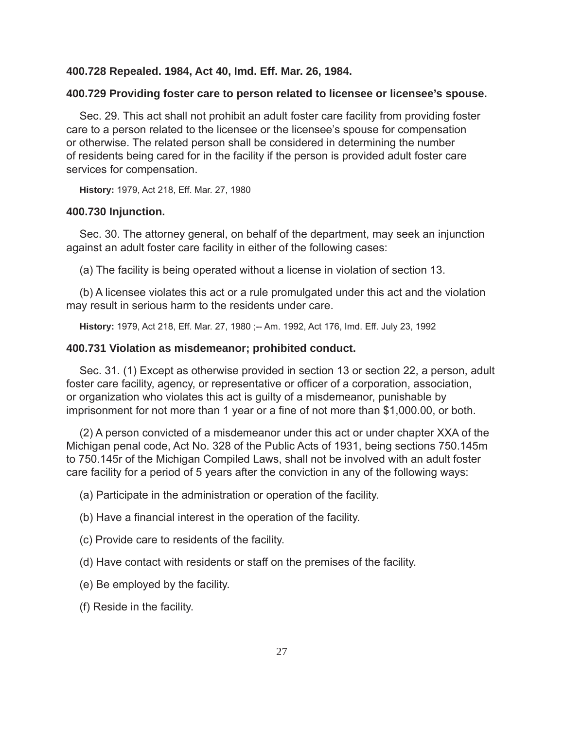**400.728 Repealed. 1984, Act 40, Imd. Eff. Mar. 26, 1984.**

**400.729 Providing foster care to person related to licensee or licensee's spouse.**

Sec. 29. This act shall not prohibit an adult foster care facility from providing foster care to a person related to the licensee or the licensee's spouse for compensation or otherwise. The related person shall be considered in determining the number of residents being cared for in the facility if the person is provided adult foster care services for compensation.

**History:** 1979, Act 218, Eff. Mar. 27, 1980

**400.730 Injunction.**

Sec. 30. The attorney general, on behalf of the department, may seek an injunction against an adult foster care facility in either of the following cases:

(a) The facility is being operated without a license in violation of section 13.

(b) A licensee violates this act or a rule promulgated under this act and the violation may result in serious harm to the residents under care.

**History:** 1979, Act 218, Eff. Mar. 27, 1980 ;-- Am. 1992, Act 176, Imd. Eff. July 23, 1992

**400.731 Violation as misdemeanor; prohibited conduct.**

Sec. 31. (1) Except as otherwise provided in section 13 or section 22, a person, adult foster care facility, agency, or representative or officer of a corporation, association, or organization who violates this act is guilty of a misdemeanor, punishable by imprisonment for not more than 1 year or a fine of not more than $1,000.00, or both.

(2) A person convicted of a misdemeanor under this act or under chapter XXA of the Michigan penal code, Act No. 328 of the Public Acts of 1931, being sections 750.145m to 750.145r of the Michigan Compiled Laws, shall not be involved with an adult foster care facility for a period of 5 years after the conviction in any of the following ways:

(a) Participate in the administration or operation of the facility.

(b) Have a financial interest in the operation of the facility.

(c) Provide care to residents of the facility.

(d) Have contact with residents or staff on the premises of the facility.

(e) Be employed by the facility.

(f) Reside in the facility.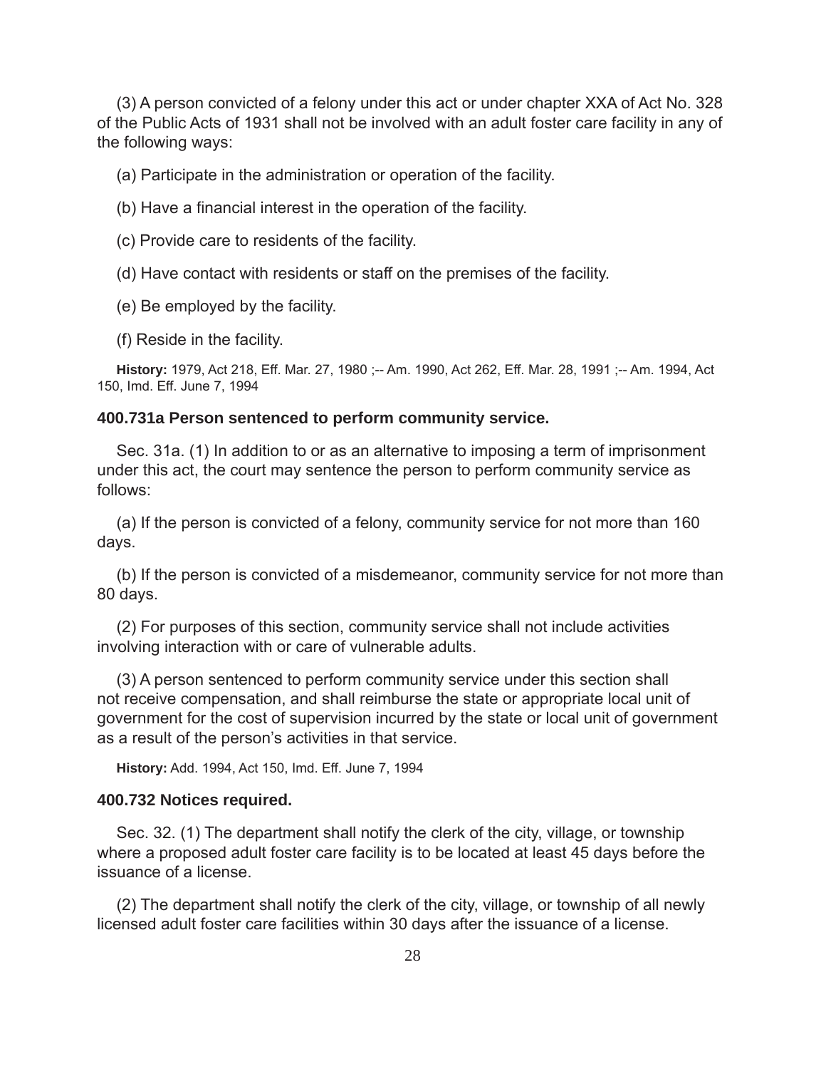(3) A person convicted of a felony under this act or under chapter XXA of Act No. 328 of the Public Acts of 1931 shall not be involved with an adult foster care facility in any of the following ways:

(a) Participate in the administration or operation of the facility.

(b) Have a financial interest in the operation of the facility.

(c) Provide care to residents of the facility.

(d) Have contact with residents or staff on the premises of the facility.

(e) Be employed by the facility.

(f) Reside in the facility.

**History:** 1979, Act 218, Eff. Mar. 27, 1980 ;-- Am. 1990, Act 262, Eff. Mar. 28, 1991 ;-- Am. 1994, Act 150, Imd. Eff. June 7, 1994

### 400.731a Person sentenced to perform community service.

Sec. 31a. (1) In addition to or as an alternative to imposing a term of imprisonment under this act, the court may sentence the person to perform community service as follows:

(a) If the person is convicted of a felony, community service for not more than 160 days.

(b) If the person is convicted of a misdemeanor, community service for not more than 80 days.

(2) For purposes of this section, community service shall not include activities involving interaction with or care of vulnerable adults.

(3) A person sentenced to perform community service under this section shall not receive compensation, and shall reimburse the state or appropriate local unit of government for the cost of supervision incurred by the state or local unit of government as a result of the person's activities in that service.

**History:** Add. 1994, Act 150, Imd. Eff. June 7, 1994

### 400.732 Notices required.

Sec. 32. (1) The department shall notify the clerk of the city, village, or township where a proposed adult foster care facility is to be located at least 45 days before the issuance of a license.

(2) The department shall notify the clerk of the city, village, or township of all newly licensed adult foster care facilities within 30 days after the issuance of a license.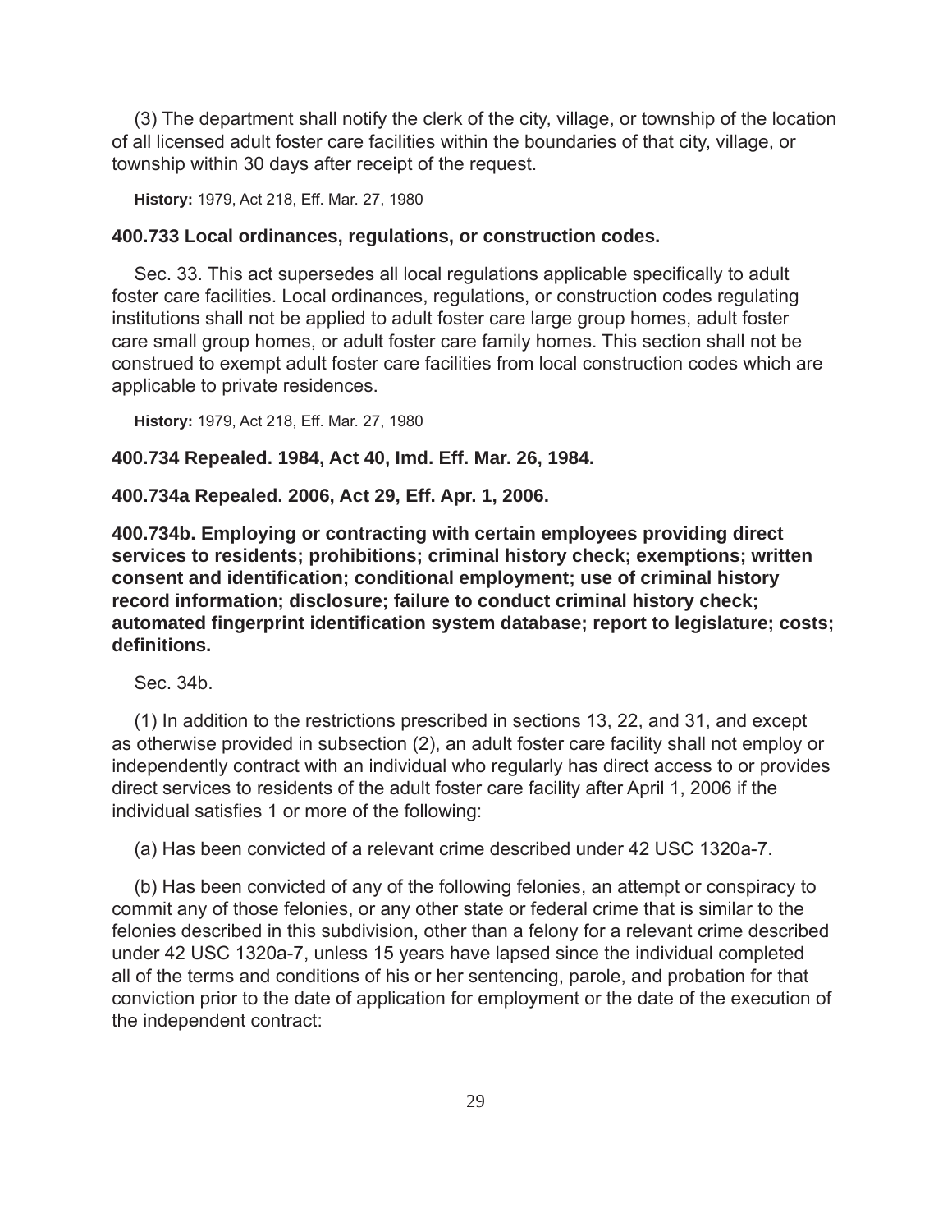(3) The department shall notify the clerk of the city, village, or township of the location of all licensed adult foster care facilities within the boundaries of that city, village, or township within 30 days after receipt of the request.

**History:** 1979, Act 218, Eff. Mar. 27, 1980

**400.733 Local ordinances, regulations, or construction codes.**

Sec. 33. This act supersedes all local regulations applicable specifically to adult foster care facilities. Local ordinances, regulations, or construction codes regulating institutions shall not be applied to adult foster care large group homes, adult foster care small group homes, or adult foster care family homes. This section shall not be construed to exempt adult foster care facilities from local construction codes which are applicable to private residences.

**History:** 1979, Act 218, Eff. Mar. 27, 1980

**400.734 Repealed. 1984, Act 40, Imd. Eff. Mar. 26, 1984.**

**400.734a Repealed. 2006, Act 29, Eff. Apr. 1, 2006.**

**400.734b. Employing or contracting with certain employees providing direct services to residents; prohibitions; criminal history check; exemptions; written consent and identification; conditional employment; use of criminal history record information; disclosure; failure to conduct criminal history check; automated fingerprint identification system database; report to legislature; costs; definitions.**

Sec. 34b.

(1) In addition to the restrictions prescribed in sections 13, 22, and 31, and except as otherwise provided in subsection (2), an adult foster care facility shall not employ or independently contract with an individual who regularly has direct access to or provides direct services to residents of the adult foster care facility after April 1, 2006 if the individual satisfies 1 or more of the following:

(a) Has been convicted of a relevant crime described under 42 USC 1320a-7.

(b) Has been convicted of any of the following felonies, an attempt or conspiracy to commit any of those felonies, or any other state or federal crime that is similar to the felonies described in this subdivision, other than a felony for a relevant crime described under 42 USC 1320a-7, unless 15 years have lapsed since the individual completed all of the terms and conditions of his or her sentencing, parole, and probation for that conviction prior to the date of application for employment or the date of the execution of the independent contract: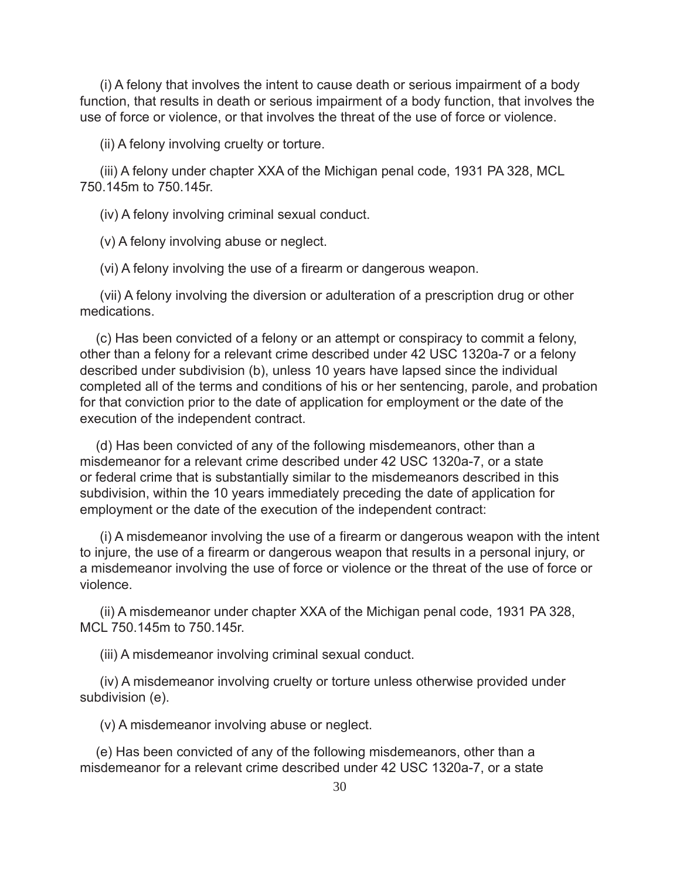(i) A felony that involves the intent to cause death or serious impairment of a body function, that results in death or serious impairment of a body function, that involves the use of force or violence, or that involves the threat of the use of force or violence.

(ii) A felony involving cruelty or torture.

(iii) A felony under chapter XXA of the Michigan penal code, 1931 PA 328, MCL 750.145m to 750.145r.

(iv) A felony involving criminal sexual conduct.

(v) A felony involving abuse or neglect.

(vi) A felony involving the use of a firearm or dangerous weapon.

(vii) A felony involving the diversion or adulteration of a prescription drug or other medications.

(c) Has been convicted of a felony or an attempt or conspiracy to commit a felony, other than a felony for a relevant crime described under 42 USC 1320a-7 or a felony described under subdivision (b), unless 10 years have lapsed since the individual completed all of the terms and conditions of his or her sentencing, parole, and probation for that conviction prior to the date of application for employment or the date of the execution of the independent contract.

(d) Has been convicted of any of the following misdemeanors, other than a misdemeanor for a relevant crime described under 42 USC 1320a-7, or a state or federal crime that is substantially similar to the misdemeanors described in this subdivision, within the 10 years immediately preceding the date of application for employment or the date of the execution of the independent contract:

(i) A misdemeanor involving the use of a firearm or dangerous weapon with the intent to injure, the use of a firearm or dangerous weapon that results in a personal injury, or a misdemeanor involving the use of force or violence or the threat of the use of force or violence.

(ii) A misdemeanor under chapter XXA of the Michigan penal code, 1931 PA 328, MCL 750.145m to 750.145r.

(iii) A misdemeanor involving criminal sexual conduct.

(iv) A misdemeanor involving cruelty or torture unless otherwise provided under subdivision (e).

(v) A misdemeanor involving abuse or neglect.

(e) Has been convicted of any of the following misdemeanors, other than a misdemeanor for a relevant crime described under 42 USC 1320a-7, or a state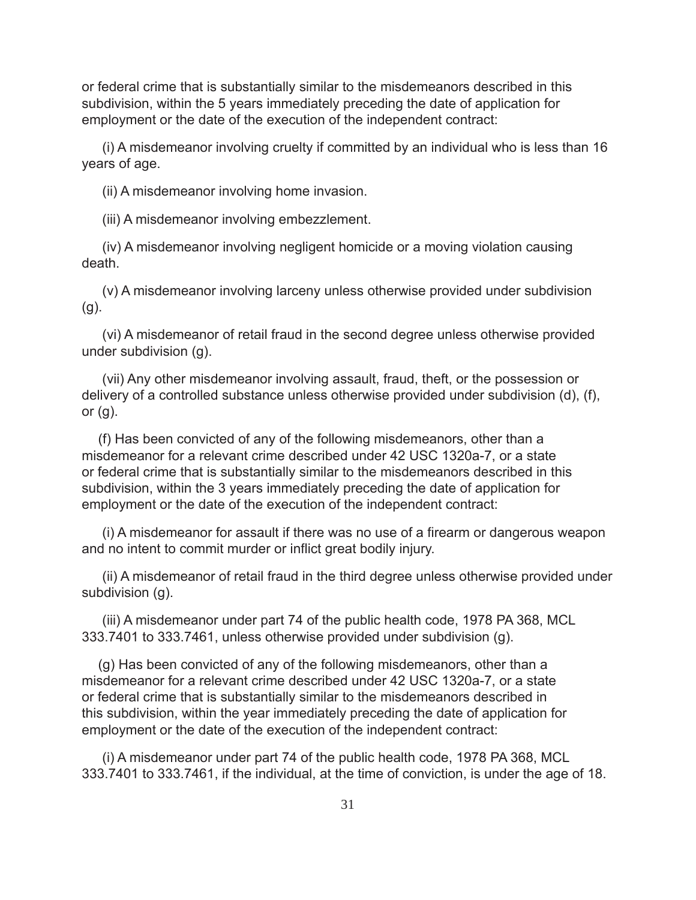or federal crime that is substantially similar to the misdemeanors described in this subdivision, within the 5 years immediately preceding the date of application for employment or the date of the execution of the independent contract:

(i) A misdemeanor involving cruelty if committed by an individual who is less than 16 years of age.

(ii) A misdemeanor involving home invasion.

(iii) A misdemeanor involving embezzlement.

(iv) A misdemeanor involving negligent homicide or a moving violation causing death.

(v) A misdemeanor involving larceny unless otherwise provided under subdivision (g).

(vi) A misdemeanor of retail fraud in the second degree unless otherwise provided under subdivision (g).

(vii) Any other misdemeanor involving assault, fraud, theft, or the possession or delivery of a controlled substance unless otherwise provided under subdivision (d), (f), or (g).

(f) Has been convicted of any of the following misdemeanors, other than a misdemeanor for a relevant crime described under 42 USC 1320a-7, or a state or federal crime that is substantially similar to the misdemeanors described in this subdivision, within the 3 years immediately preceding the date of application for employment or the date of the execution of the independent contract:

(i) A misdemeanor for assault if there was no use of a firearm or dangerous weapon and no intent to commit murder or inflict great bodily injury.

(ii) A misdemeanor of retail fraud in the third degree unless otherwise provided under subdivision (g).

(iii) A misdemeanor under part 74 of the public health code, 1978 PA 368, MCL 333.7401 to 333.7461, unless otherwise provided under subdivision (g).

(g) Has been convicted of any of the following misdemeanors, other than a misdemeanor for a relevant crime described under 42 USC 1320a-7, or a state or federal crime that is substantially similar to the misdemeanors described in this subdivision, within the year immediately preceding the date of application for employment or the date of the execution of the independent contract:

(i) A misdemeanor under part 74 of the public health code, 1978 PA 368, MCL 333.7401 to 333.7461, if the individual, at the time of conviction, is under the age of 18.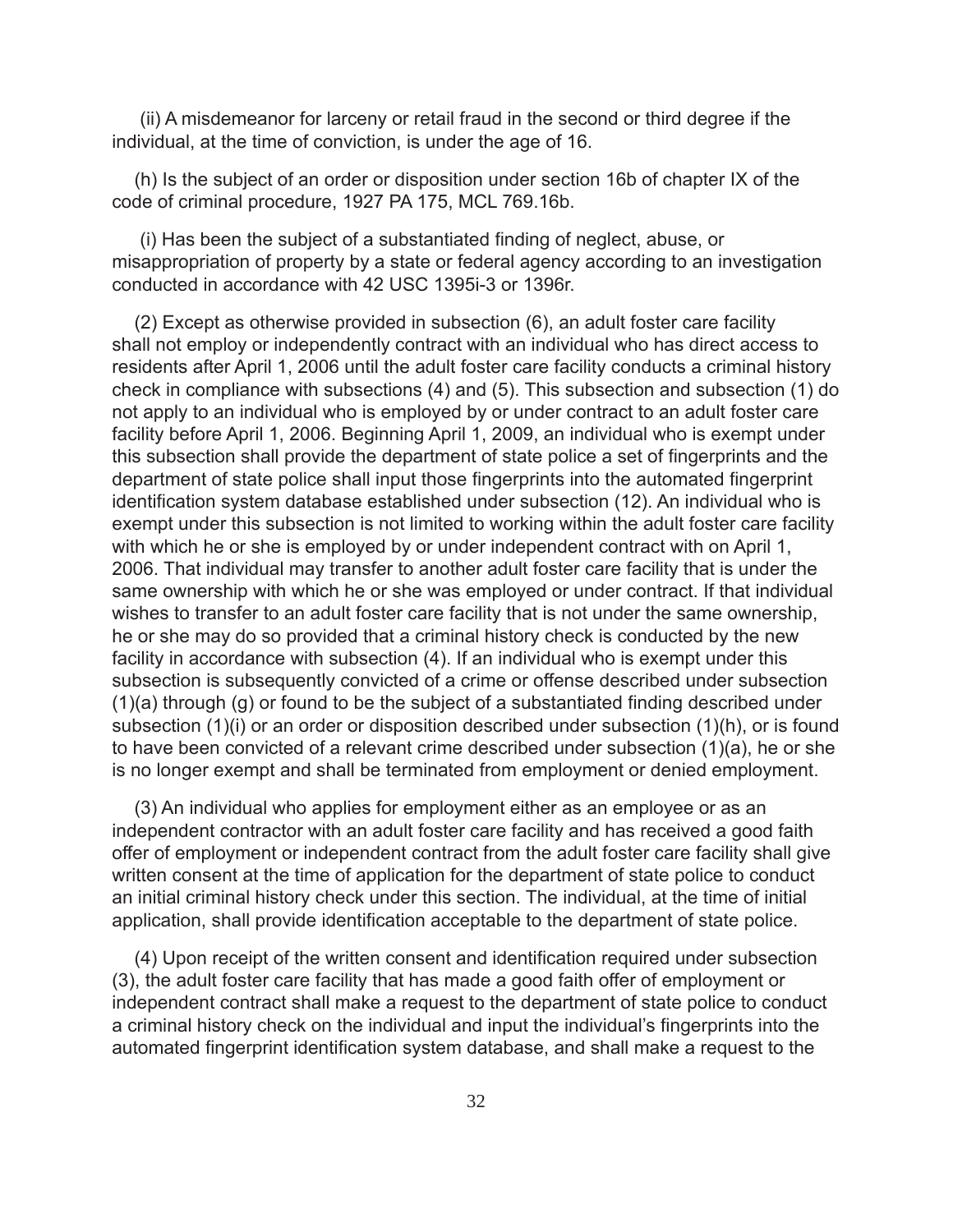(ii) A misdemeanor for larceny or retail fraud in the second or third degree if the individual, at the time of conviction, is under the age of 16.

(h) Is the subject of an order or disposition under section 16b of chapter IX of the code of criminal procedure, 1927 PA 175, MCL 769.16b.

(i) Has been the subject of a substantiated finding of neglect, abuse, or misappropriation of property by a state or federal agency according to an investigation conducted in accordance with 42 USC 1395i-3 or 1396r.

(2) Except as otherwise provided in subsection (6), an adult foster care facility shall not employ or independently contract with an individual who has direct access to residents after April 1, 2006 until the adult foster care facility conducts a criminal history check in compliance with subsections (4) and (5). This subsection and subsection (1) do not apply to an individual who is employed by or under contract to an adult foster care facility before April 1, 2006. Beginning April 1, 2009, an individual who is exempt under this subsection shall provide the department of state police a set of fingerprints and the department of state police shall input those fingerprints into the automated fingerprint identification system database established under subsection (12). An individual who is exempt under this subsection is not limited to working within the adult foster care facility with which he or she is employed by or under independent contract with on April 1, 2006. That individual may transfer to another adult foster care facility that is under the same ownership with which he or she was employed or under contract. If that individual wishes to transfer to an adult foster care facility that is not under the same ownership, he or she may do so provided that a criminal history check is conducted by the new facility in accordance with subsection (4). If an individual who is exempt under this subsection is subsequently convicted of a crime or offense described under subsection (1)(a) through (g) or found to be the subject of a substantiated finding described under subsection (1)(i) or an order or disposition described under subsection (1)(h), or is found to have been convicted of a relevant crime described under subsection (1)(a), he or she is no longer exempt and shall be terminated from employment or denied employment.

(3) An individual who applies for employment either as an employee or as an independent contractor with an adult foster care facility and has received a good faith offer of employment or independent contract from the adult foster care facility shall give written consent at the time of application for the department of state police to conduct an initial criminal history check under this section. The individual, at the time of initial application, shall provide identification acceptable to the department of state police.

(4) Upon receipt of the written consent and identification required under subsection (3), the adult foster care facility that has made a good faith offer of employment or independent contract shall make a request to the department of state police to conduct a criminal history check on the individual and input the individual's fingerprints into the automated fingerprint identification system database, and shall make a request to the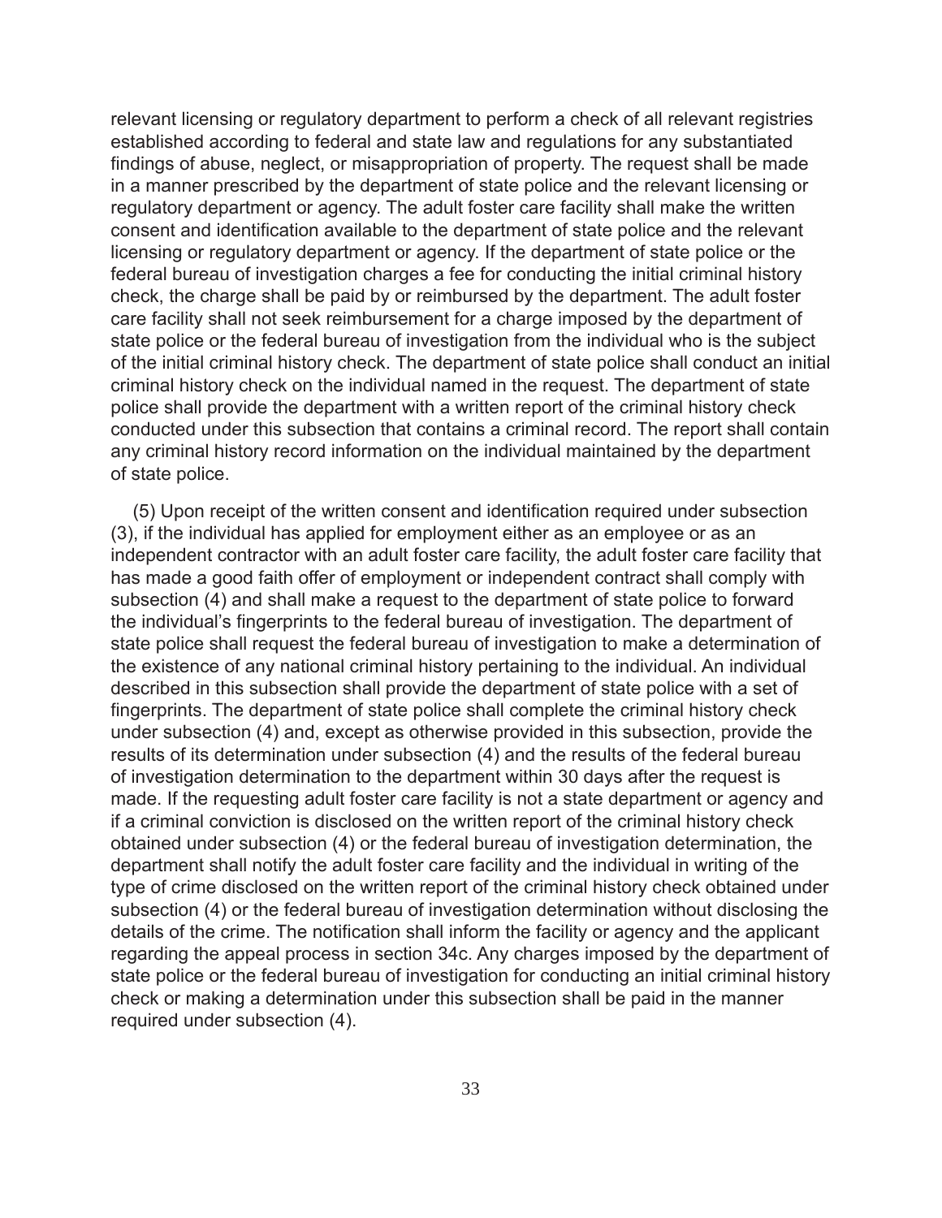relevant licensing or regulatory department to perform a check of all relevant registries established according to federal and state law and regulations for any substantiated findings of abuse, neglect, or misappropriation of property. The request shall be made in a manner prescribed by the department of state police and the relevant licensing or regulatory department or agency. The adult foster care facility shall make the written consent and identification available to the department of state police and the relevant licensing or regulatory department or agency. If the department of state police or the federal bureau of investigation charges a fee for conducting the initial criminal history check, the charge shall be paid by or reimbursed by the department. The adult foster care facility shall not seek reimbursement for a charge imposed by the department of state police or the federal bureau of investigation from the individual who is the subject of the initial criminal history check. The department of state police shall conduct an initial criminal history check on the individual named in the request. The department of state police shall provide the department with a written report of the criminal history check conducted under this subsection that contains a criminal record. The report shall contain any criminal history record information on the individual maintained by the department of state police.

(5) Upon receipt of the written consent and identification required under subsection (3), if the individual has applied for employment either as an employee or as an independent contractor with an adult foster care facility, the adult foster care facility that has made a good faith offer of employment or independent contract shall comply with subsection (4) and shall make a request to the department of state police to forward the individual's fingerprints to the federal bureau of investigation. The department of state police shall request the federal bureau of investigation to make a determination of the existence of any national criminal history pertaining to the individual. An individual described in this subsection shall provide the department of state police with a set of fingerprints. The department of state police shall complete the criminal history check under subsection (4) and, except as otherwise provided in this subsection, provide the results of its determination under subsection (4) and the results of the federal bureau of investigation determination to the department within 30 days after the request is made. If the requesting adult foster care facility is not a state department or agency and if a criminal conviction is disclosed on the written report of the criminal history check obtained under subsection (4) or the federal bureau of investigation determination, the department shall notify the adult foster care facility and the individual in writing of the type of crime disclosed on the written report of the criminal history check obtained under subsection (4) or the federal bureau of investigation determination without disclosing the details of the crime. The notification shall inform the facility or agency and the applicant regarding the appeal process in section 34c. Any charges imposed by the department of state police or the federal bureau of investigation for conducting an initial criminal history check or making a determination under this subsection shall be paid in the manner required under subsection (4).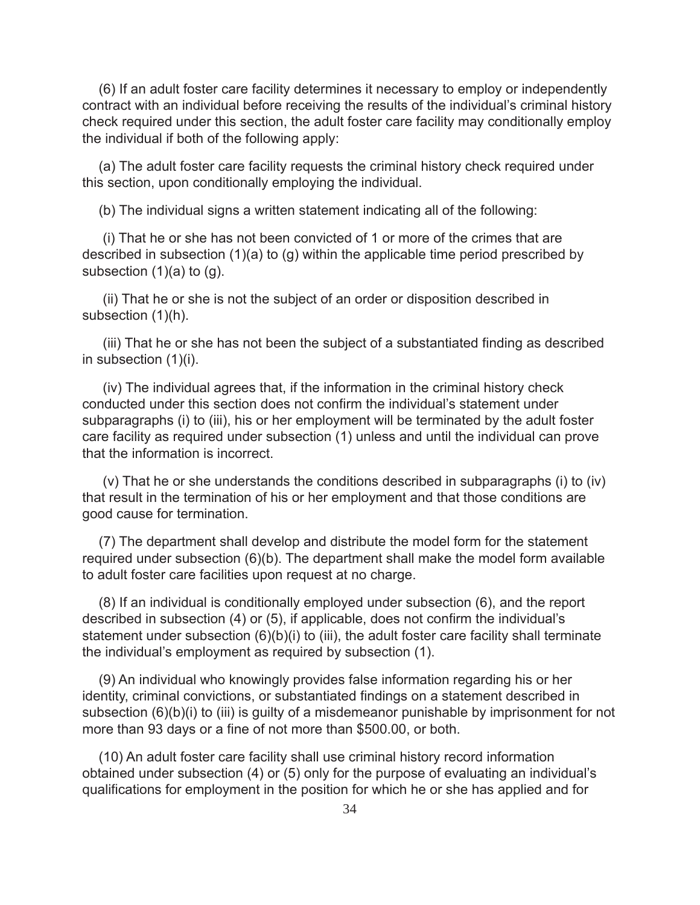(6) If an adult foster care facility determines it necessary to employ or independently contract with an individual before receiving the results of the individual's criminal history check required under this section, the adult foster care facility may conditionally employ the individual if both of the following apply:

(a) The adult foster care facility requests the criminal history check required under this section, upon conditionally employing the individual.

(b) The individual signs a written statement indicating all of the following:

(i) That he or she has not been convicted of 1 or more of the crimes that are described in subsection (1)(a) to (g) within the applicable time period prescribed by subsection (1)(a) to (g).

(ii) That he or she is not the subject of an order or disposition described in subsection (1)(h).

(iii) That he or she has not been the subject of a substantiated finding as described in subsection (1)(i).

(iv) The individual agrees that, if the information in the criminal history check conducted under this section does not confirm the individual's statement under subparagraphs (i) to (iii), his or her employment will be terminated by the adult foster care facility as required under subsection (1) unless and until the individual can prove that the information is incorrect.

(v) That he or she understands the conditions described in subparagraphs (i) to (iv) that result in the termination of his or her employment and that those conditions are good cause for termination.

(7) The department shall develop and distribute the model form for the statement required under subsection (6)(b). The department shall make the model form available to adult foster care facilities upon request at no charge.

(8) If an individual is conditionally employed under subsection (6), and the report described in subsection (4) or (5), if applicable, does not confirm the individual's statement under subsection (6)(b)(i) to (iii), the adult foster care facility shall terminate the individual's employment as required by subsection (1).

(9) An individual who knowingly provides false information regarding his or her identity, criminal convictions, or substantiated findings on a statement described in subsection (6)(b)(i) to (iii) is guilty of a misdemeanor punishable by imprisonment for not more than 93 days or a fine of not more than $500.00, or both.

(10) An adult foster care facility shall use criminal history record information obtained under subsection (4) or (5) only for the purpose of evaluating an individual's qualifications for employment in the position for which he or she has applied and for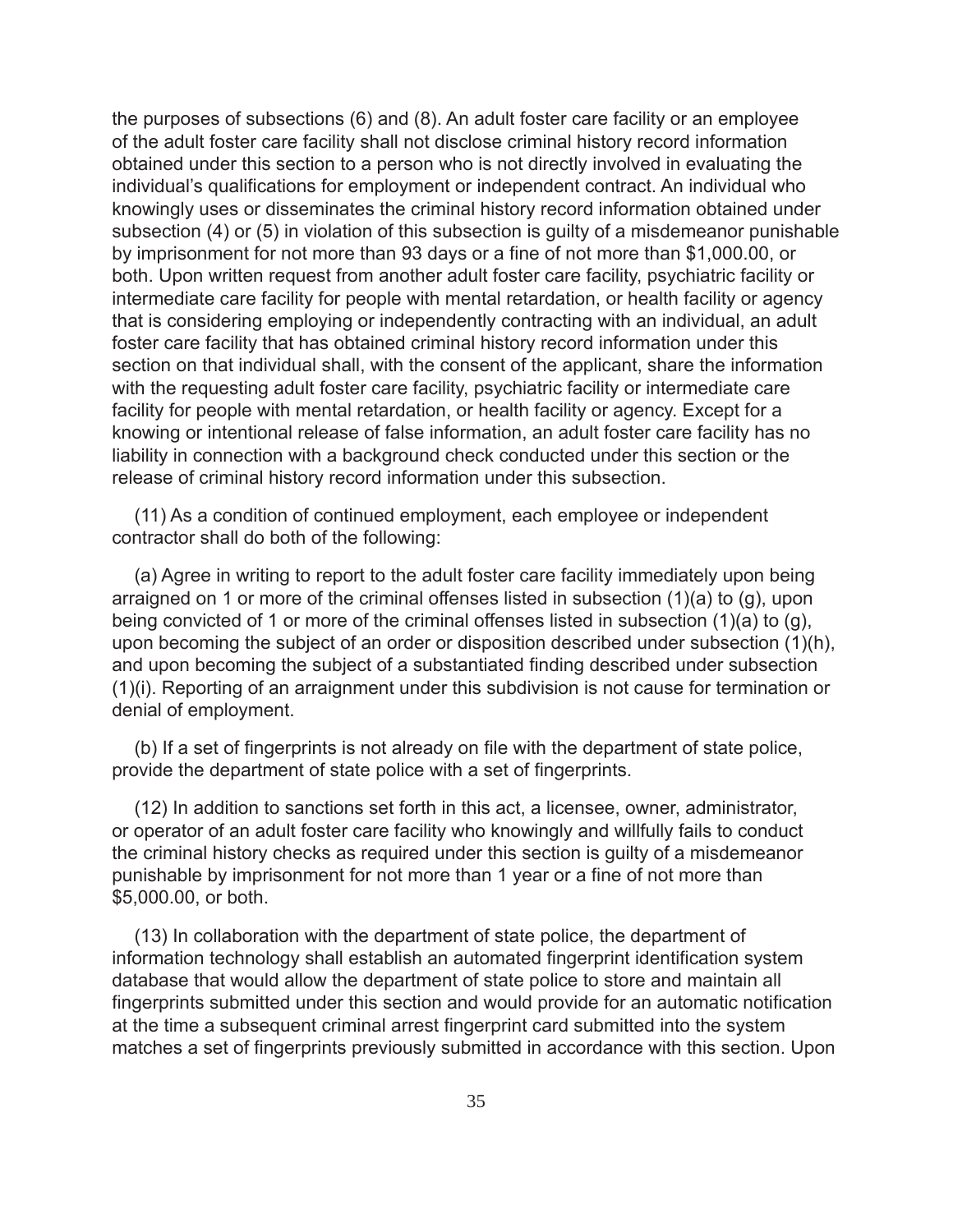the purposes of subsections (6) and (8). An adult foster care facility or an employee of the adult foster care facility shall not disclose criminal history record information obtained under this section to a person who is not directly involved in evaluating the individual's qualifications for employment or independent contract. An individual who knowingly uses or disseminates the criminal history record information obtained under subsection (4) or (5) in violation of this subsection is guilty of a misdemeanor punishable by imprisonment for not more than 93 days or a fine of not more than $1,000.00, or both. Upon written request from another adult foster care facility, psychiatric facility or intermediate care facility for people with mental retardation, or health facility or agency that is considering employing or independently contracting with an individual, an adult foster care facility that has obtained criminal history record information under this section on that individual shall, with the consent of the applicant, share the information with the requesting adult foster care facility, psychiatric facility or intermediate care facility for people with mental retardation, or health facility or agency. Except for a knowing or intentional release of false information, an adult foster care facility has no liability in connection with a background check conducted under this section or the release of criminal history record information under this subsection.

(11) As a condition of continued employment, each employee or independent contractor shall do both of the following:

(a) Agree in writing to report to the adult foster care facility immediately upon being arraigned on 1 or more of the criminal offenses listed in subsection (1)(a) to (g), upon being convicted of 1 or more of the criminal offenses listed in subsection (1)(a) to (g), upon becoming the subject of an order or disposition described under subsection (1)(h), and upon becoming the subject of a substantiated finding described under subsection (1)(i). Reporting of an arraignment under this subdivision is not cause for termination or denial of employment.

(b) If a set of fingerprints is not already on file with the department of state police, provide the department of state police with a set of fingerprints.

(12) In addition to sanctions set forth in this act, a licensee, owner, administrator, or operator of an adult foster care facility who knowingly and willfully fails to conduct the criminal history checks as required under this section is guilty of a misdemeanor punishable by imprisonment for not more than 1 year or a fine of not more than $5,000.00, or both.

(13) In collaboration with the department of state police, the department of information technology shall establish an automated fingerprint identification system database that would allow the department of state police to store and maintain all fingerprints submitted under this section and would provide for an automatic notification at the time a subsequent criminal arrest fingerprint card submitted into the system matches a set of fingerprints previously submitted in accordance with this section. Upon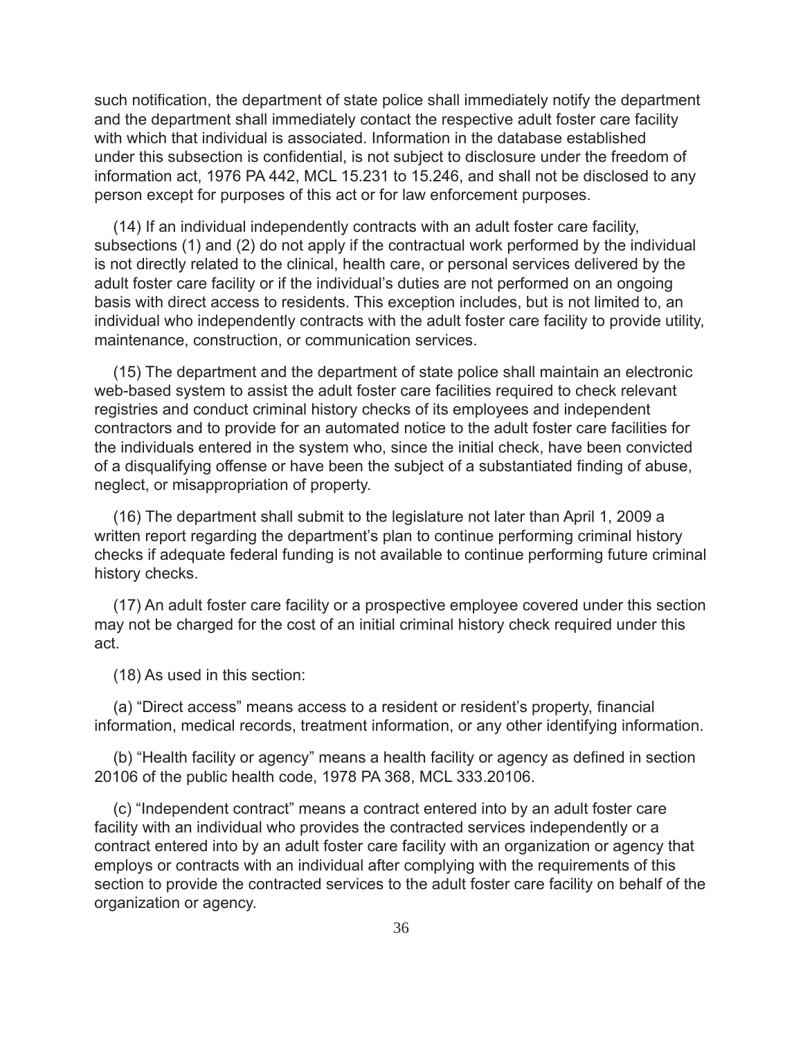such notification, the department of state police shall immediately notify the department and the department shall immediately contact the respective adult foster care facility with which that individual is associated. Information in the database established under this subsection is confidential, is not subject to disclosure under the freedom of information act, 1976 PA 442, MCL 15.231 to 15.246, and shall not be disclosed to any person except for purposes of this act or for law enforcement purposes.

(14) If an individual independently contracts with an adult foster care facility, subsections (1) and (2) do not apply if the contractual work performed by the individual is not directly related to the clinical, health care, or personal services delivered by the adult foster care facility or if the individual's duties are not performed on an ongoing basis with direct access to residents. This exception includes, but is not limited to, an individual who independently contracts with the adult foster care facility to provide utility, maintenance, construction, or communication services.

(15) The department and the department of state police shall maintain an electronic web-based system to assist the adult foster care facilities required to check relevant registries and conduct criminal history checks of its employees and independent contractors and to provide for an automated notice to the adult foster care facilities for the individuals entered in the system who, since the initial check, have been convicted of a disqualifying offense or have been the subject of a substantiated finding of abuse, neglect, or misappropriation of property.

(16) The department shall submit to the legislature not later than April 1, 2009 a written report regarding the department's plan to continue performing criminal history checks if adequate federal funding is not available to continue performing future criminal history checks.

(17) An adult foster care facility or a prospective employee covered under this section may not be charged for the cost of an initial criminal history check required under this act.

(18) As used in this section:

(a) "Direct access" means access to a resident or resident's property, financial information, medical records, treatment information, or any other identifying information.

(b) "Health facility or agency" means a health facility or agency as defined in section 20106 of the public health code, 1978 PA 368, MCL 333.20106.

(c) "Independent contract" means a contract entered into by an adult foster care facility with an individual who provides the contracted services independently or a contract entered into by an adult foster care facility with an organization or agency that employs or contracts with an individual after complying with the requirements of this section to provide the contracted services to the adult foster care facility on behalf of the organization or agency.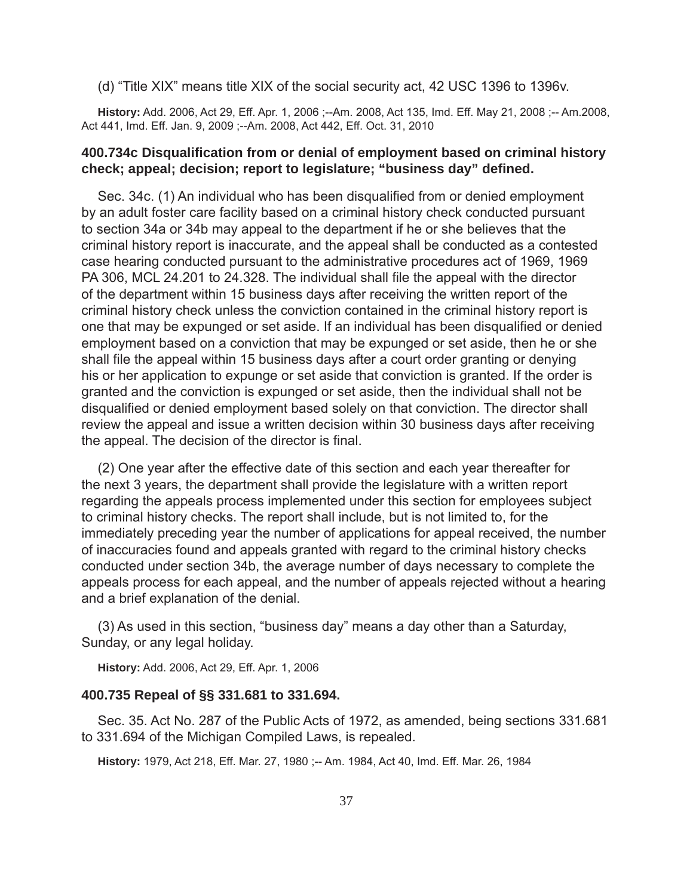(d) "Title XIX" means title XIX of the social security act, 42 USC 1396 to 1396v.

**History:** Add. 2006, Act 29, Eff. Apr. 1, 2006 ;--Am. 2008, Act 135, Imd. Eff. May 21, 2008 ;-- Am.2008, Act 441, Imd. Eff. Jan. 9, 2009 ;--Am. 2008, Act 442, Eff. Oct. 31, 2010

### 400.734c Disqualification from or denial of employment based on criminal history check; appeal; decision; report to legislature; "business day" defined.

Sec. 34c. (1) An individual who has been disqualified from or denied employment by an adult foster care facility based on a criminal history check conducted pursuant to section 34a or 34b may appeal to the department if he or she believes that the criminal history report is inaccurate, and the appeal shall be conducted as a contested case hearing conducted pursuant to the administrative procedures act of 1969, 1969 PA 306, MCL 24.201 to 24.328. The individual shall file the appeal with the director of the department within 15 business days after receiving the written report of the criminal history check unless the conviction contained in the criminal history report is one that may be expunged or set aside. If an individual has been disqualified or denied employment based on a conviction that may be expunged or set aside, then he or she shall file the appeal within 15 business days after a court order granting or denying his or her application to expunge or set aside that conviction is granted. If the order is granted and the conviction is expunged or set aside, then the individual shall not be disqualified or denied employment based solely on that conviction. The director shall review the appeal and issue a written decision within 30 business days after receiving the appeal. The decision of the director is final.

(2) One year after the effective date of this section and each year thereafter for the next 3 years, the department shall provide the legislature with a written report regarding the appeals process implemented under this section for employees subject to criminal history checks. The report shall include, but is not limited to, for the immediately preceding year the number of applications for appeal received, the number of inaccuracies found and appeals granted with regard to the criminal history checks conducted under section 34b, the average number of days necessary to complete the appeals process for each appeal, and the number of appeals rejected without a hearing and a brief explanation of the denial.

(3) As used in this section, "business day" means a day other than a Saturday, Sunday, or any legal holiday.

**History:** Add. 2006, Act 29, Eff. Apr. 1, 2006

### 400.735 Repeal of §§ 331.681 to 331.694.

Sec. 35. Act No. 287 of the Public Acts of 1972, as amended, being sections 331.681 to 331.694 of the Michigan Compiled Laws, is repealed.

**History:** 1979, Act 218, Eff. Mar. 27, 1980 ;-- Am. 1984, Act 40, Imd. Eff. Mar. 26, 1984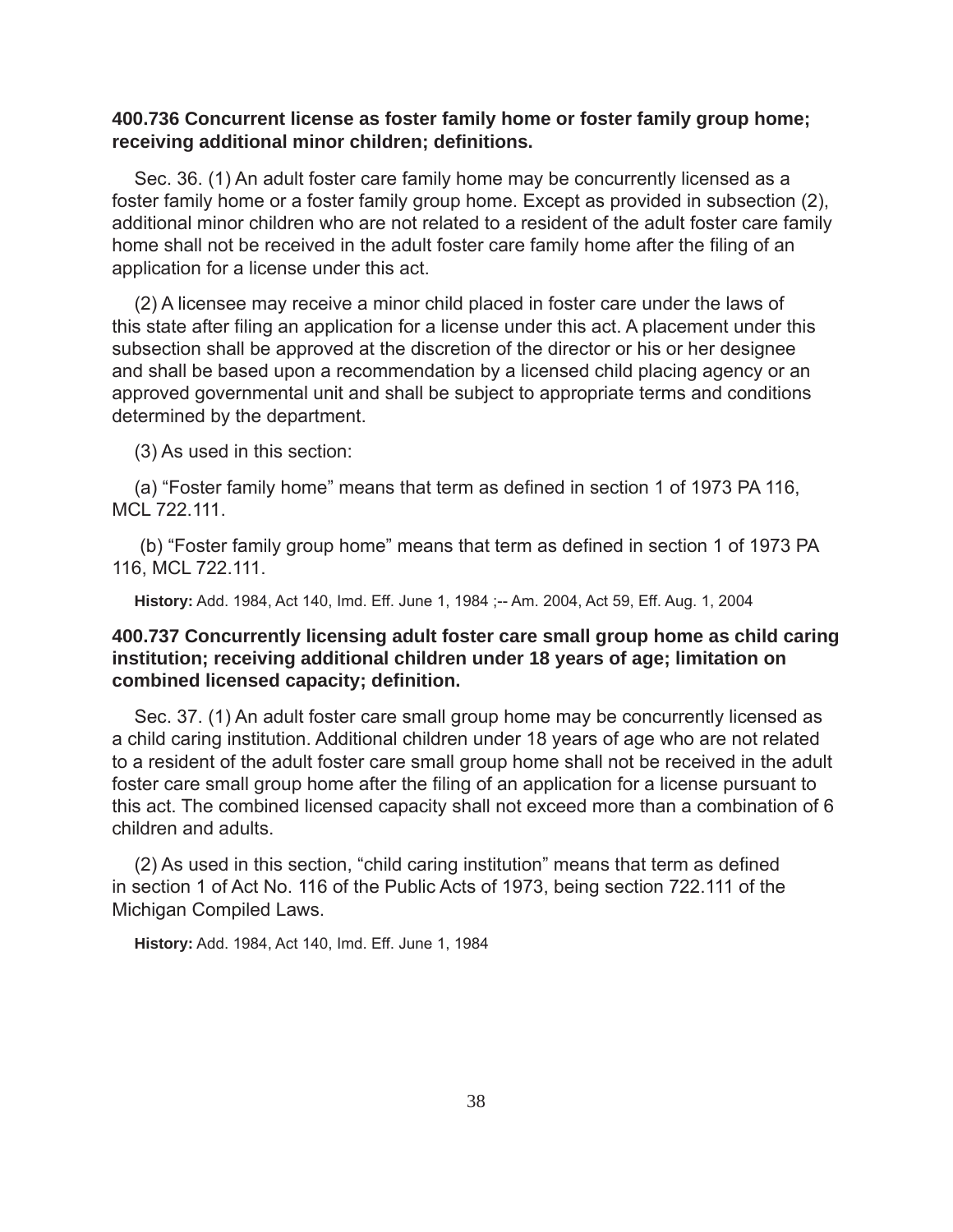**400.736 Concurrent license as foster family home or foster family group home; receiving additional minor children; definitions.**

Sec. 36. (1) An adult foster care family home may be concurrently licensed as a foster family home or a foster family group home. Except as provided in subsection (2), additional minor children who are not related to a resident of the adult foster care family home shall not be received in the adult foster care family home after the filing of an application for a license under this act.

(2) A licensee may receive a minor child placed in foster care under the laws of this state after filing an application for a license under this act. A placement under this subsection shall be approved at the discretion of the director or his or her designee and shall be based upon a recommendation by a licensed child placing agency or an approved governmental unit and shall be subject to appropriate terms and conditions determined by the department.

(3) As used in this section:

(a) "Foster family home" means that term as defined in section 1 of 1973 PA 116, MCL 722.111.

(b) "Foster family group home" means that term as defined in section 1 of 1973 PA 116, MCL 722.111.

**History:** Add. 1984, Act 140, Imd. Eff. June 1, 1984 ;-- Am. 2004, Act 59, Eff. Aug. 1, 2004

**400.737 Concurrently licensing adult foster care small group home as child caring institution; receiving additional children under 18 years of age; limitation on combined licensed capacity; definition.**

Sec. 37. (1) An adult foster care small group home may be concurrently licensed as a child caring institution. Additional children under 18 years of age who are not related to a resident of the adult foster care small group home shall not be received in the adult foster care small group home after the filing of an application for a license pursuant to this act. The combined licensed capacity shall not exceed more than a combination of 6 children and adults.

(2) As used in this section, "child caring institution" means that term as defined in section 1 of Act No. 116 of the Public Acts of 1973, being section 722.111 of the Michigan Compiled Laws.

**History:** Add. 1984, Act 140, Imd. Eff. June 1, 1984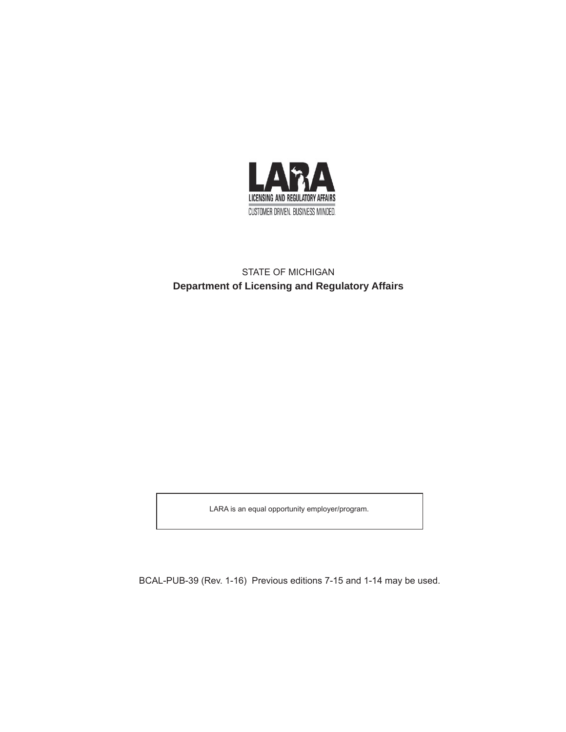LARA

LICENSING AND REGULATORY AFFAIRS

CUSTOMER DRIVEN. BUSINESS MINDED.

STATE OF MICHIGAN

**Department of Licensing and Regulatory Affairs**

LARA is an equal opportunity employer/program.

BCAL-PUB-39 (Rev. 1-16) Previous editions 7-15 and 1-14 may be used.